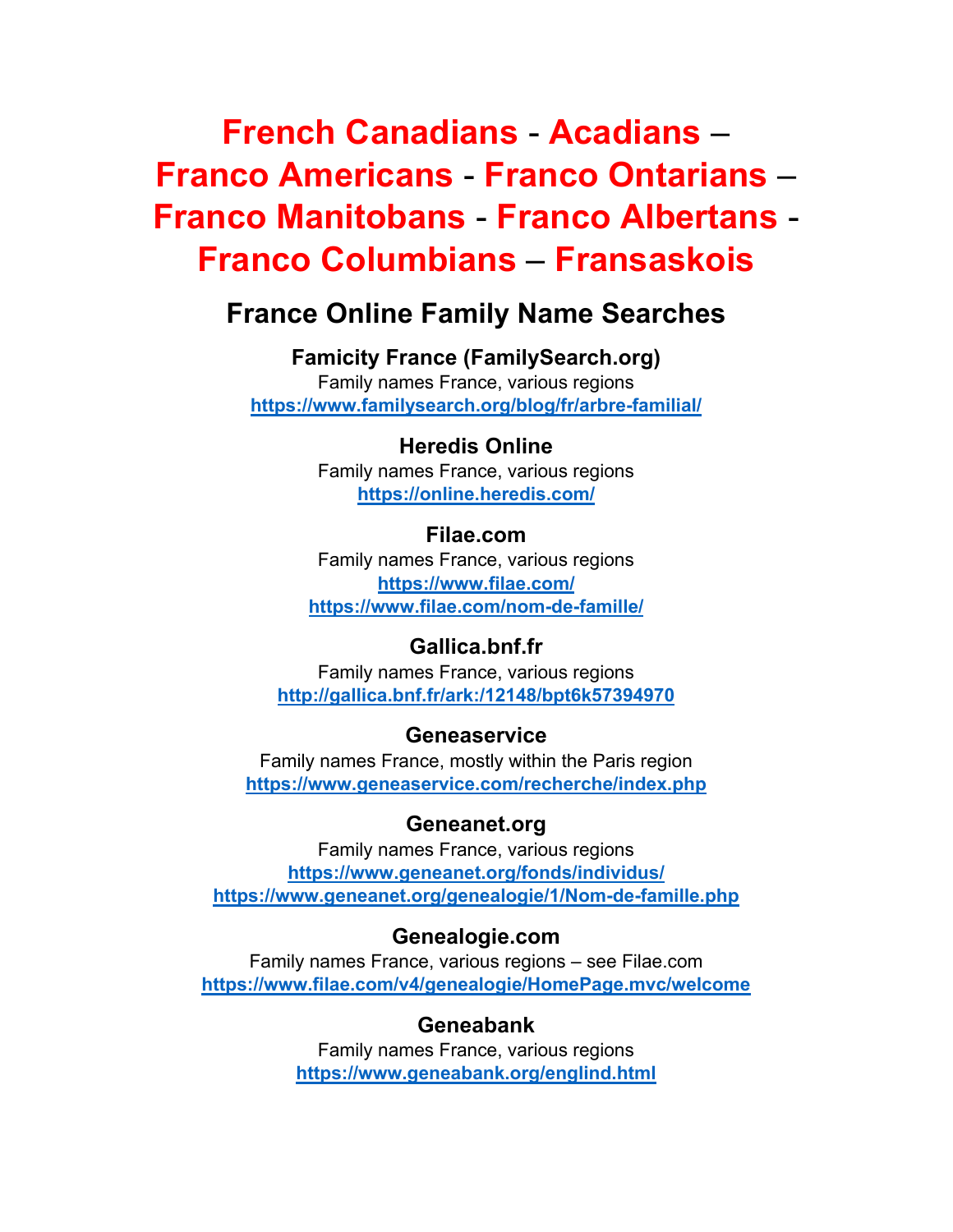# French Canadians - Acadians – Franco Americans - Franco Ontarians – Franco Manitobans - Franco Albertans - Franco Columbians – Fransaskois

## France Online Family Name Searches

**Famicity France (FamilySearch.org)**
Family names France, various regions
https://www.familysearch.org/blog/fr/arbre-familial/

**Heredis Online**
Family names France, various regions
https://online.heredis.com/

**Filae.com**
Family names France, various regions
https://www.filae.com/
https://www.filae.com/nom-de-famille/

**Gallica.bnf.fr**
Family names France, various regions
http://gallica.bnf.fr/ark:/12148/bpt6k57394970

**Geneaservice**
Family names France, mostly within the Paris region
https://www.geneaservice.com/recherche/index.php

**Geneanet.org**
Family names France, various regions
https://www.geneanet.org/fonds/individus/
https://www.geneanet.org/genealogie/1/Nom-de-famille.php

**Genealogie.com**
Family names France, various regions – see Filae.com
https://www.filae.com/v4/genealogie/HomePage.mvc/welcome

**Geneabank**
Family names France, various regions
https://www.geneabank.org/englind.html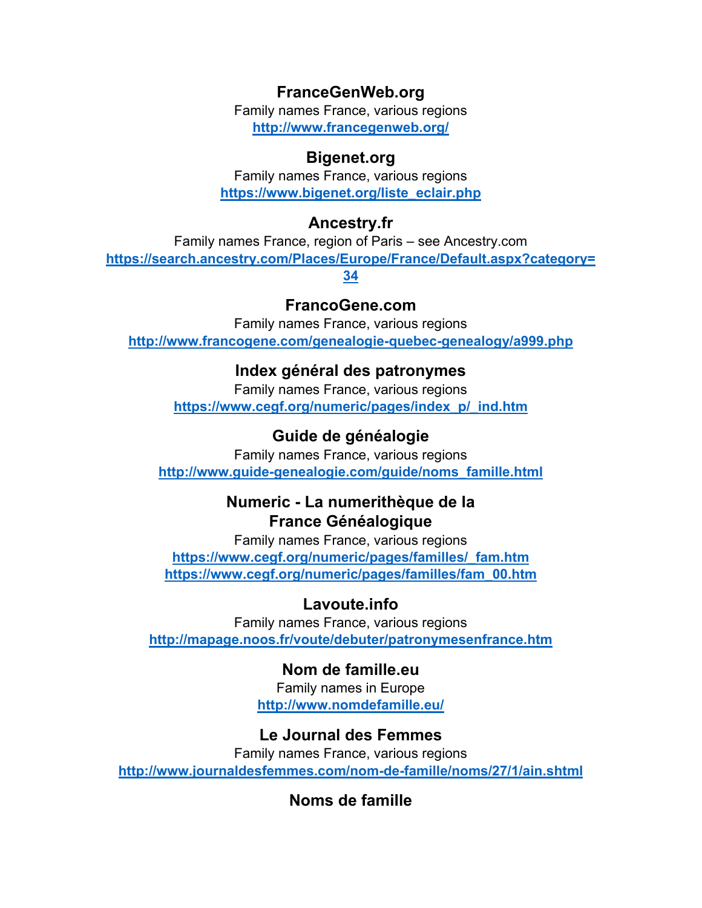### FranceGenWeb.org

Family names France, various regions

http://www.francegenweb.org/

### Bigenet.org

Family names France, various regions

https://www.bigenet.org/liste_eclair.php

### Ancestry.fr

Family names France, region of Paris – see Ancestry.com

https://search.ancestry.com/Places/Europe/France/Default.aspx?category=34

### FrancoGene.com

Family names France, various regions

http://www.francogene.com/genealogie-quebec-genealogy/a999.php

### Index général des patronymes

Family names France, various regions

https://www.cegf.org/numeric/pages/index_p/_ind.htm

### Guide de généalogie

Family names France, various regions

http://www.guide-genealogie.com/guide/noms_famille.html

### Numeric - La numerithèque de la France Généalogique

Family names France, various regions

https://www.cegf.org/numeric/pages/familles/_fam.htm

https://www.cegf.org/numeric/pages/familles/fam_00.htm

### Lavoute.info

Family names France, various regions

http://mapage.noos.fr/voute/debuter/patronymesenfrance.htm

### Nom de famille.eu

Family names in Europe

http://www.nomdefamille.eu/

### Le Journal des Femmes

Family names France, various regions

http://www.journaldesfemmes.com/nom-de-famille/noms/27/1/ain.shtml

### Noms de famille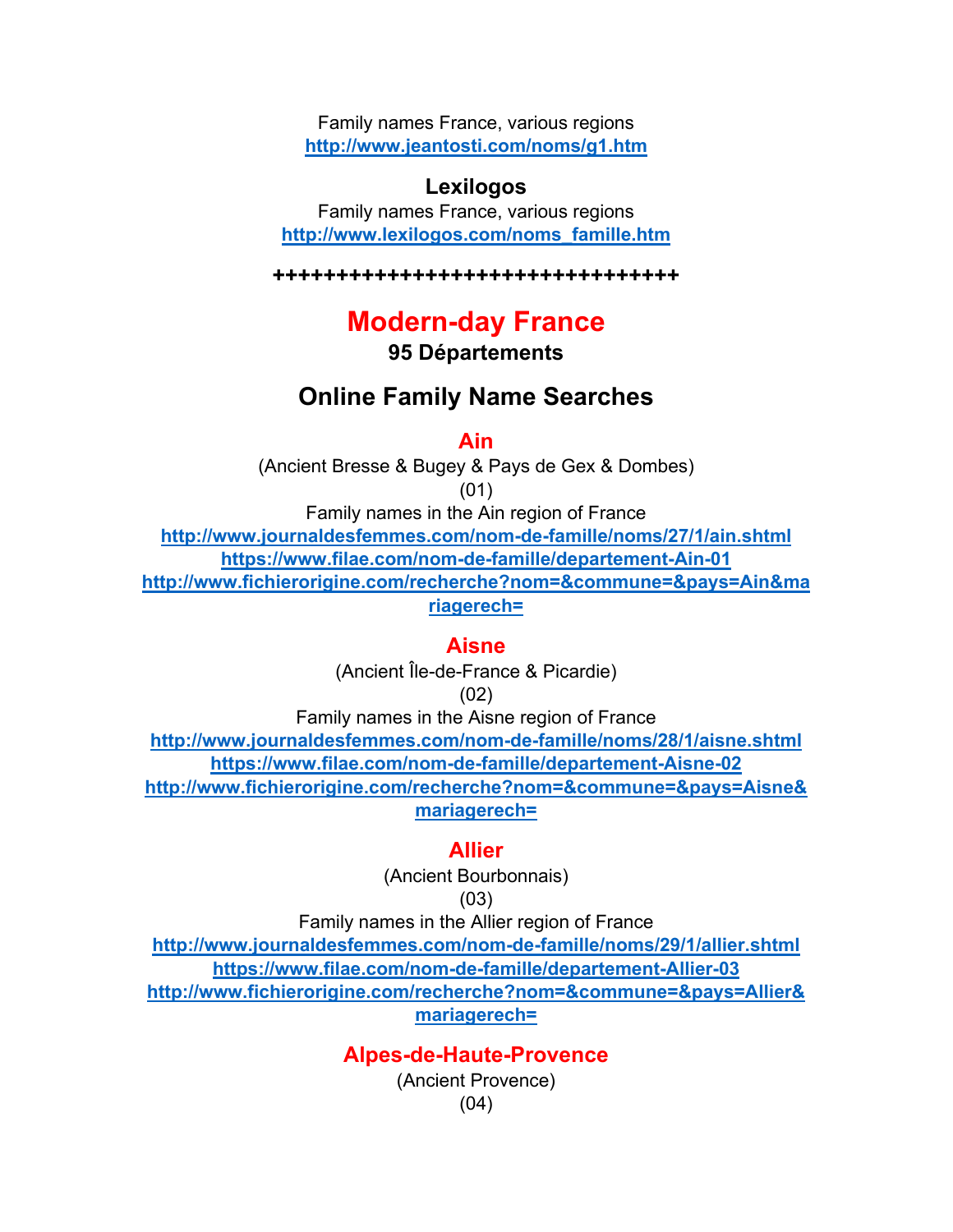Family names France, various regions
http://www.jeantosti.com/noms/g1.htm

**Lexilogos**

Family names France, various regions
http://www.lexilogos.com/noms_famille.htm

++++++++++++++++++++++++++++++++

# Modern-day France

**95 Départements**

## Online Family Name Searches

### Ain

(Ancient Bresse & Bugey & Pays de Gex & Dombes)

(01)

Family names in the Ain region of France

http://www.journaldesfemmes.com/nom-de-famille/noms/27/1/ain.shtml
https://www.filae.com/nom-de-famille/departement-Ain-01
http://www.fichierorigine.com/recherche?nom=&commune=&pays=Ain&mariagerech=

### Aisne

(Ancient Île-de-France & Picardie)

(02)

Family names in the Aisne region of France

http://www.journaldesfemmes.com/nom-de-famille/noms/28/1/aisne.shtml
https://www.filae.com/nom-de-famille/departement-Aisne-02
http://www.fichierorigine.com/recherche?nom=&commune=&pays=Aisne&mariagerech=

### Allier

(Ancient Bourbonnais)

(03)

Family names in the Allier region of France

http://www.journaldesfemmes.com/nom-de-famille/noms/29/1/allier.shtml
https://www.filae.com/nom-de-famille/departement-Allier-03
http://www.fichierorigine.com/recherche?nom=&commune=&pays=Allier&mariagerech=

### Alpes-de-Haute-Provence

(Ancient Provence)

(04)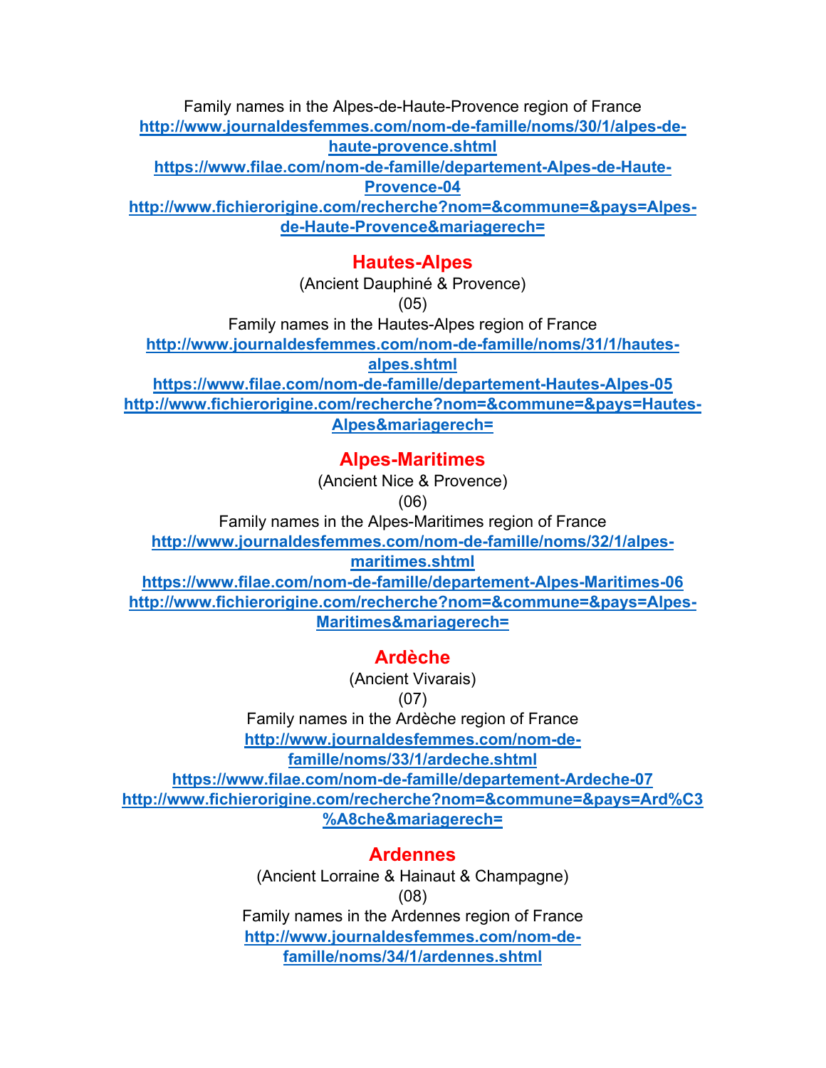Family names in the Alpes-de-Haute-Provence region of France

http://www.journaldesfemmes.com/nom-de-famille/noms/30/1/alpes-de-haute-provence.shtml

https://www.filae.com/nom-de-famille/departement-Alpes-de-Haute-Provence-04

http://www.fichierorigine.com/recherche?nom=&commune=&pays=Alpes-de-Haute-Provence&mariagerech=

## Hautes-Alpes

(Ancient Dauphiné & Provence)

(05)

Family names in the Hautes-Alpes region of France

http://www.journaldesfemmes.com/nom-de-famille/noms/31/1/hautes-alpes.shtml

https://www.filae.com/nom-de-famille/departement-Hautes-Alpes-05

http://www.fichierorigine.com/recherche?nom=&commune=&pays=Hautes-Alpes&mariagerech=

## Alpes-Maritimes

(Ancient Nice & Provence)

(06)

Family names in the Alpes-Maritimes region of France

http://www.journaldesfemmes.com/nom-de-famille/noms/32/1/alpes-maritimes.shtml

https://www.filae.com/nom-de-famille/departement-Alpes-Maritimes-06

http://www.fichierorigine.com/recherche?nom=&commune=&pays=Alpes-Maritimes&mariagerech=

## Ardèche

(Ancient Vivarais)

(07)

Family names in the Ardèche region of France

http://www.journaldesfemmes.com/nom-de-famille/noms/33/1/ardeche.shtml

https://www.filae.com/nom-de-famille/departement-Ardeche-07

http://www.fichierorigine.com/recherche?nom=&commune=&pays=Ard%C3%A8che&mariagerech=

## Ardennes

(Ancient Lorraine & Hainaut & Champagne)

(08)

Family names in the Ardennes region of France

http://www.journaldesfemmes.com/nom-de-famille/noms/34/1/ardennes.shtml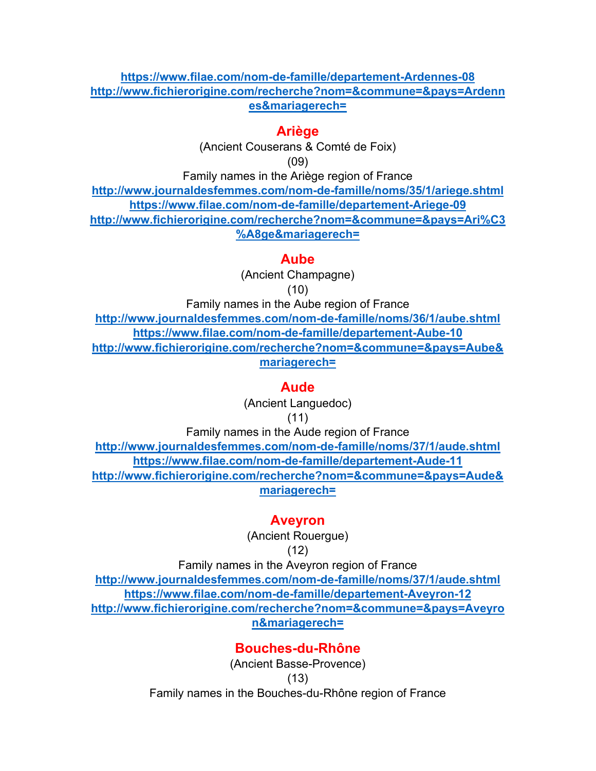https://www.filae.com/nom-de-famille/departement-Ardennes-08
http://www.fichierorigine.com/recherche?nom=&commune=&pays=Ardennes&mariagerech=

## Ariège

(Ancient Couserans & Comté de Foix)

(09)

Family names in the Ariège region of France

http://www.journaldesfemmes.com/nom-de-famille/noms/35/1/ariege.shtml
https://www.filae.com/nom-de-famille/departement-Ariege-09
http://www.fichierorigine.com/recherche?nom=&commune=&pays=Ari%C3%A8ge&mariagerech=

## Aube

(Ancient Champagne)

(10)

Family names in the Aube region of France

http://www.journaldesfemmes.com/nom-de-famille/noms/36/1/aube.shtml
https://www.filae.com/nom-de-famille/departement-Aube-10
http://www.fichierorigine.com/recherche?nom=&commune=&pays=Aube&mariagerech=

## Aude

(Ancient Languedoc)

(11)

Family names in the Aude region of France

http://www.journaldesfemmes.com/nom-de-famille/noms/37/1/aude.shtml
https://www.filae.com/nom-de-famille/departement-Aude-11
http://www.fichierorigine.com/recherche?nom=&commune=&pays=Aude&mariagerech=

## Aveyron

(Ancient Rouergue)

(12)

Family names in the Aveyron region of France

http://www.journaldesfemmes.com/nom-de-famille/noms/37/1/aude.shtml
https://www.filae.com/nom-de-famille/departement-Aveyron-12
http://www.fichierorigine.com/recherche?nom=&commune=&pays=Aveyron&mariagerech=

## Bouches-du-Rhône

(Ancient Basse-Provence)

(13)

Family names in the Bouches-du-Rhône region of France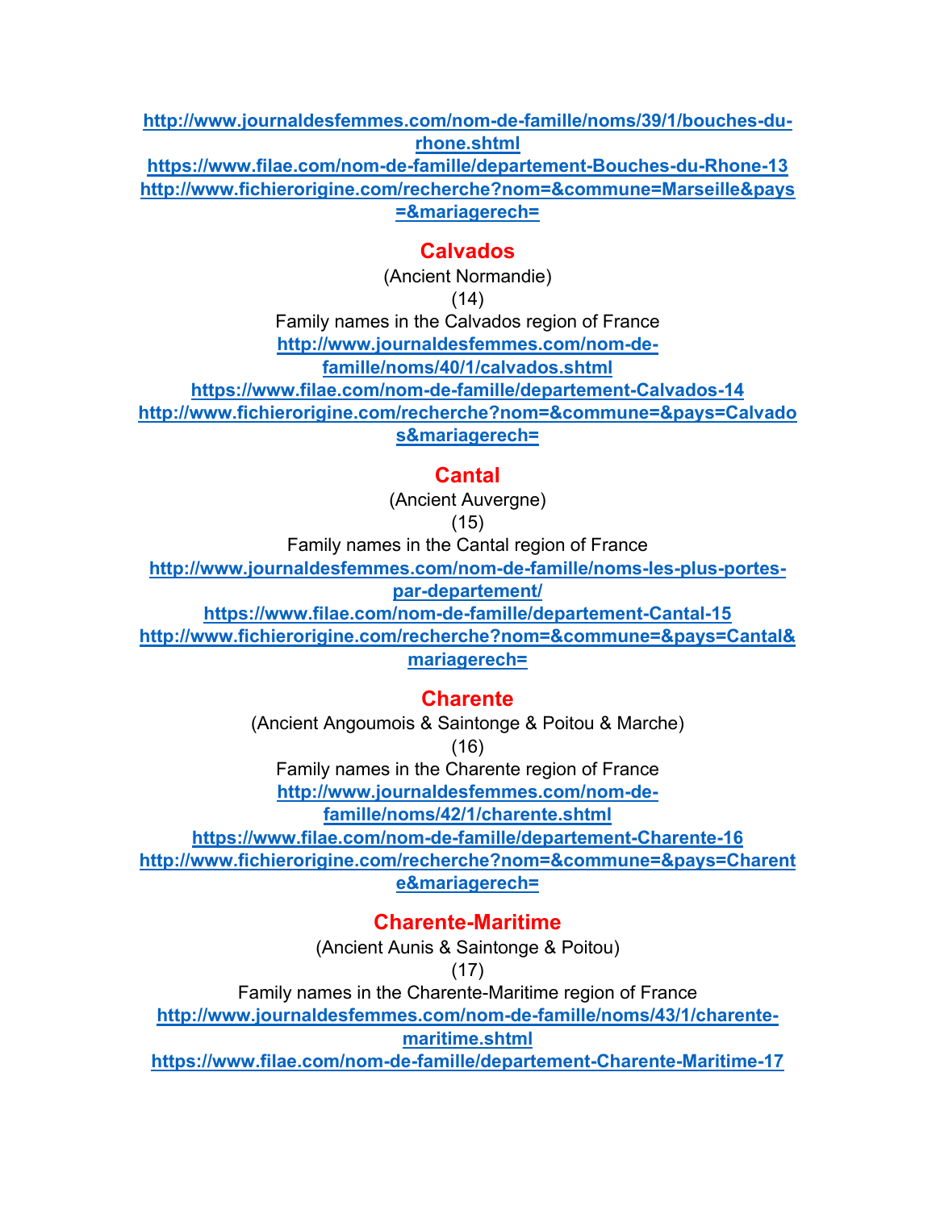http://www.journaldesfemmes.com/nom-de-famille/noms/39/1/bouches-du-rhone.shtml
https://www.filae.com/nom-de-famille/departement-Bouches-du-Rhone-13
http://www.fichierorigine.com/recherche?nom=&commune=Marseille&pays=&mariagerech=

## Calvados

(Ancient Normandie)

(14)

Family names in the Calvados region of France

http://www.journaldesfemmes.com/nom-de-famille/noms/40/1/calvados.shtml
https://www.filae.com/nom-de-famille/departement-Calvados-14
http://www.fichierorigine.com/recherche?nom=&commune=&pays=Calvados&mariagerech=

## Cantal

(Ancient Auvergne)

(15)

Family names in the Cantal region of France

http://www.journaldesfemmes.com/nom-de-famille/noms-les-plus-portes-par-departement/
https://www.filae.com/nom-de-famille/departement-Cantal-15
http://www.fichierorigine.com/recherche?nom=&commune=&pays=Cantal&mariagerech=

## Charente

(Ancient Angoumois & Saintonge & Poitou & Marche)

(16)

Family names in the Charente region of France

http://www.journaldesfemmes.com/nom-de-famille/noms/42/1/charente.shtml
https://www.filae.com/nom-de-famille/departement-Charente-16
http://www.fichierorigine.com/recherche?nom=&commune=&pays=Charente&mariagerech=

## Charente-Maritime

(Ancient Aunis & Saintonge & Poitou)

(17)

Family names in the Charente-Maritime region of France

http://www.journaldesfemmes.com/nom-de-famille/noms/43/1/charente-maritime.shtml
https://www.filae.com/nom-de-famille/departement-Charente-Maritime-17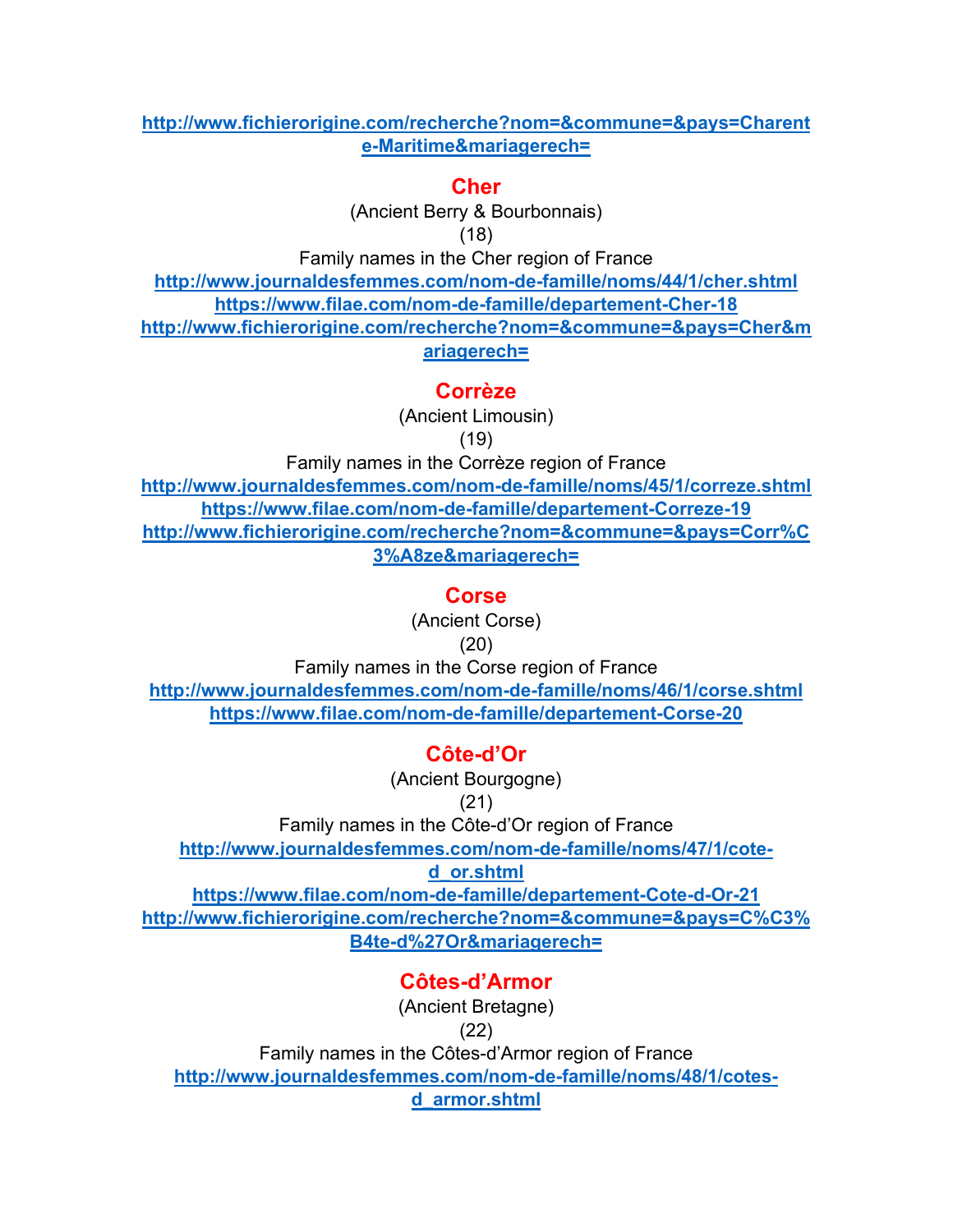http://www.fichierorigine.com/recherche?nom=&commune=&pays=Charente-Maritime&mariagerech=

## Cher

(Ancient Berry & Bourbonnais)

(18)

Family names in the Cher region of France

http://www.journaldesfemmes.com/nom-de-famille/noms/44/1/cher.shtml

https://www.filae.com/nom-de-famille/departement-Cher-18

http://www.fichierorigine.com/recherche?nom=&commune=&pays=Cher&mariagerech=

## Corrèze

(Ancient Limousin)

(19)

Family names in the Corrèze region of France

http://www.journaldesfemmes.com/nom-de-famille/noms/45/1/correze.shtml

https://www.filae.com/nom-de-famille/departement-Correze-19

http://www.fichierorigine.com/recherche?nom=&commune=&pays=Corr%C3%A8ze&mariagerech=

## Corse

(Ancient Corse)

(20)

Family names in the Corse region of France

http://www.journaldesfemmes.com/nom-de-famille/noms/46/1/corse.shtml

https://www.filae.com/nom-de-famille/departement-Corse-20

## Côte-d'Or

(Ancient Bourgogne)

(21)

Family names in the Côte-d'Or region of France

http://www.journaldesfemmes.com/nom-de-famille/noms/47/1/cote-d_or.shtml

https://www.filae.com/nom-de-famille/departement-Cote-d-Or-21

http://www.fichierorigine.com/recherche?nom=&commune=&pays=C%C3%B4te-d%27Or&mariagerech=

## Côtes-d'Armor

(Ancient Bretagne)

(22)

Family names in the Côtes-d'Armor region of France

http://www.journaldesfemmes.com/nom-de-famille/noms/48/1/cotes-d_armor.shtml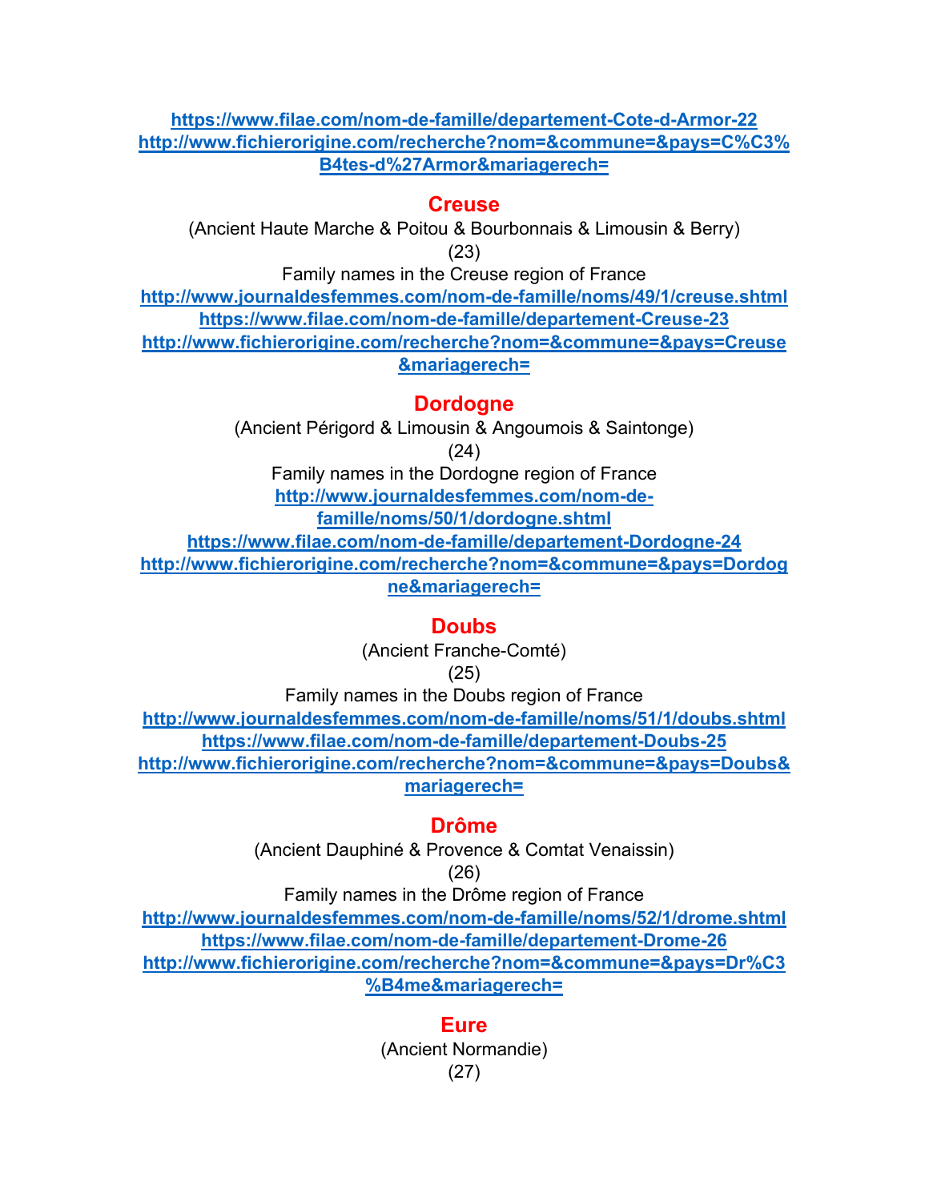https://www.filae.com/nom-de-famille/departement-Cote-d-Armor-22
http://www.fichierorigine.com/recherche?nom=&commune=&pays=C%C3%B4tes-d%27Armor&mariagerech=

## Creuse

(Ancient Haute Marche & Poitou & Bourbonnais & Limousin & Berry)

(23)

Family names in the Creuse region of France

http://www.journaldesfemmes.com/nom-de-famille/noms/49/1/creuse.shtml
https://www.filae.com/nom-de-famille/departement-Creuse-23
http://www.fichierorigine.com/recherche?nom=&commune=&pays=Creuse&mariagerech=

## Dordogne

(Ancient Périgord & Limousin & Angoumois & Saintonge)

(24)

Family names in the Dordogne region of France

http://www.journaldesfemmes.com/nom-de-famille/noms/50/1/dordogne.shtml
https://www.filae.com/nom-de-famille/departement-Dordogne-24
http://www.fichierorigine.com/recherche?nom=&commune=&pays=Dordogne&mariagerech=

## Doubs

(Ancient Franche-Comté)

(25)

Family names in the Doubs region of France

http://www.journaldesfemmes.com/nom-de-famille/noms/51/1/doubs.shtml
https://www.filae.com/nom-de-famille/departement-Doubs-25
http://www.fichierorigine.com/recherche?nom=&commune=&pays=Doubs&mariagerech=

## Drôme

(Ancient Dauphiné & Provence & Comtat Venaissin)

(26)

Family names in the Drôme region of France

http://www.journaldesfemmes.com/nom-de-famille/noms/52/1/drome.shtml
https://www.filae.com/nom-de-famille/departement-Drome-26
http://www.fichierorigine.com/recherche?nom=&commune=&pays=Dr%C3%B4me&mariagerech=

## Eure

(Ancient Normandie)

(27)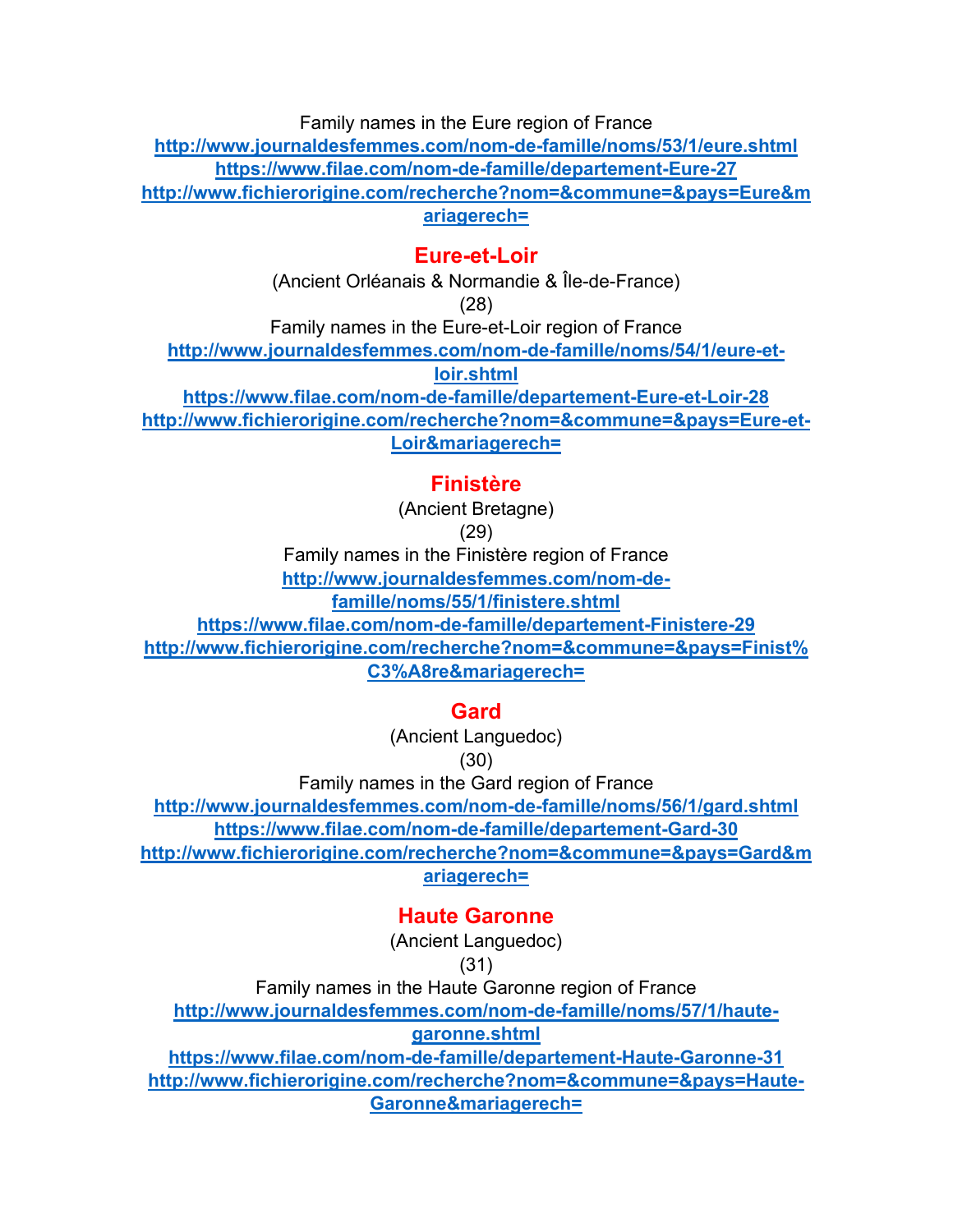Family names in the Eure region of France

http://www.journaldesfemmes.com/nom-de-famille/noms/53/1/eure.shtml

https://www.filae.com/nom-de-famille/departement-Eure-27

http://www.fichierorigine.com/recherche?nom=&commune=&pays=Eure&mariagerech=

## Eure-et-Loir

(Ancient Orléanais & Normandie & Île-de-France)

(28)

Family names in the Eure-et-Loir region of France

http://www.journaldesfemmes.com/nom-de-famille/noms/54/1/eure-et-loir.shtml

https://www.filae.com/nom-de-famille/departement-Eure-et-Loir-28

http://www.fichierorigine.com/recherche?nom=&commune=&pays=Eure-et-Loir&mariagerech=

## Finistère

(Ancient Bretagne)

(29)

Family names in the Finistère region of France

http://www.journaldesfemmes.com/nom-de-famille/noms/55/1/finistere.shtml

https://www.filae.com/nom-de-famille/departement-Finistere-29

http://www.fichierorigine.com/recherche?nom=&commune=&pays=Finist%C3%A8re&mariagerech=

## Gard

(Ancient Languedoc)

(30)

Family names in the Gard region of France

http://www.journaldesfemmes.com/nom-de-famille/noms/56/1/gard.shtml

https://www.filae.com/nom-de-famille/departement-Gard-30

http://www.fichierorigine.com/recherche?nom=&commune=&pays=Gard&mariagerech=

## Haute Garonne

(Ancient Languedoc)

(31)

Family names in the Haute Garonne region of France

http://www.journaldesfemmes.com/nom-de-famille/noms/57/1/haute-garonne.shtml

https://www.filae.com/nom-de-famille/departement-Haute-Garonne-31

http://www.fichierorigine.com/recherche?nom=&commune=&pays=Haute-Garonne&mariagerech=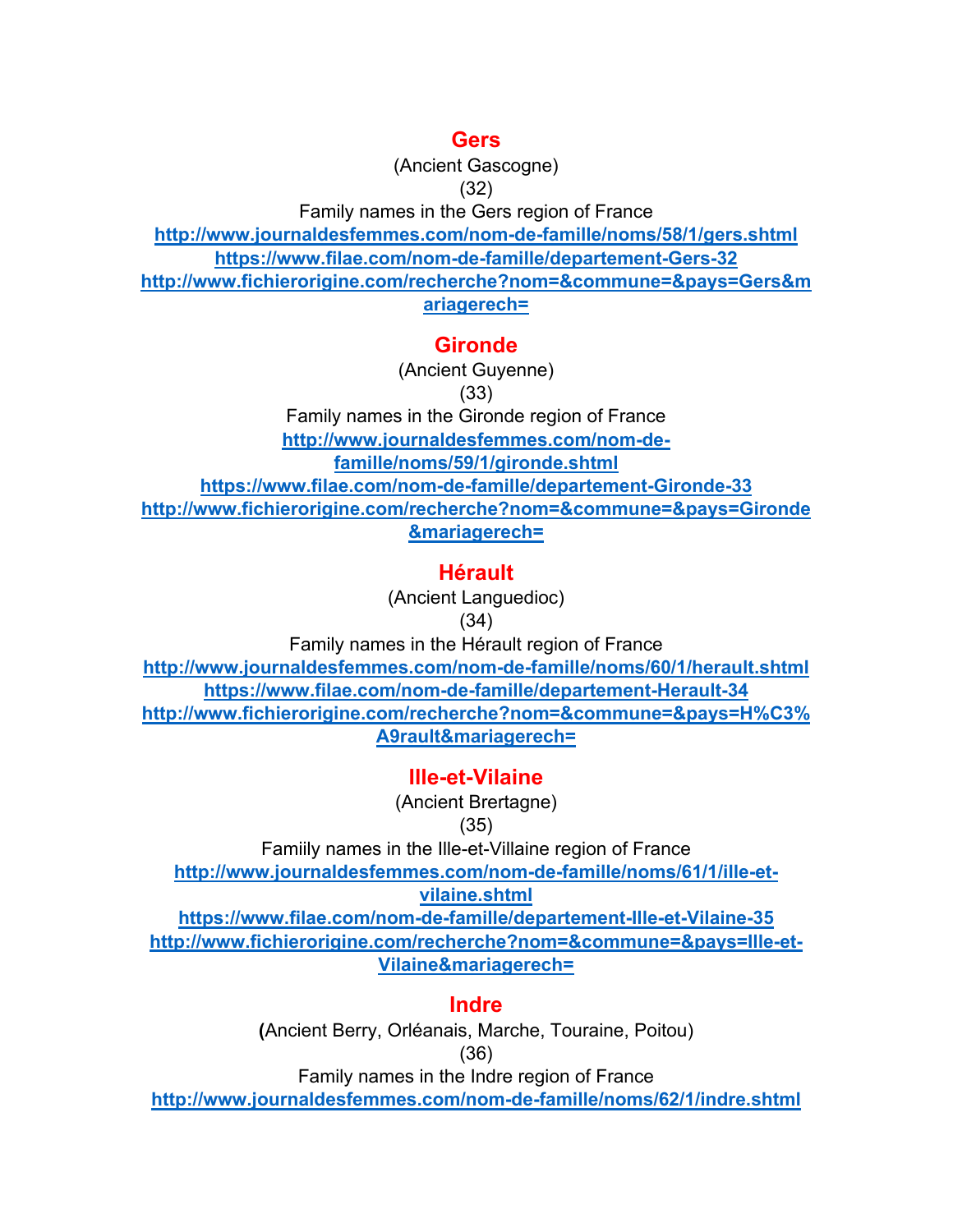## Gers

(Ancient Gascogne)

(32)

Family names in the Gers region of France

**http://www.journaldesfemmes.com/nom-de-famille/noms/58/1/gers.shtml**

**https://www.filae.com/nom-de-famille/departement-Gers-32**

**http://www.fichierorigine.com/recherche?nom=&commune=&pays=Gers&mariagerech=**

## Gironde

(Ancient Guyenne)

(33)

Family names in the Gironde region of France

**http://www.journaldesfemmes.com/nom-de-famille/noms/59/1/gironde.shtml**

**https://www.filae.com/nom-de-famille/departement-Gironde-33**

**http://www.fichierorigine.com/recherche?nom=&commune=&pays=Gironde&mariagerech=**

## Hérault

(Ancient Languedioc)

(34)

Family names in the Hérault region of France

**http://www.journaldesfemmes.com/nom-de-famille/noms/60/1/herault.shtml**

**https://www.filae.com/nom-de-famille/departement-Herault-34**

**http://www.fichierorigine.com/recherche?nom=&commune=&pays=H%C3%A9rault&mariagerech=**

## Ille-et-Vilaine

(Ancient Brertagne)

(35)

Famiily names in the Ille-et-Villaine region of France

**http://www.journaldesfemmes.com/nom-de-famille/noms/61/1/ille-et-vilaine.shtml**

**https://www.filae.com/nom-de-famille/departement-Ille-et-Vilaine-35**

**http://www.fichierorigine.com/recherche?nom=&commune=&pays=Ille-et-Vilaine&mariagerech=**

## Indre

**(**Ancient Berry, Orléanais, Marche, Touraine, Poitou)

(36)

Family names in the Indre region of France

**http://www.journaldesfemmes.com/nom-de-famille/noms/62/1/indre.shtml**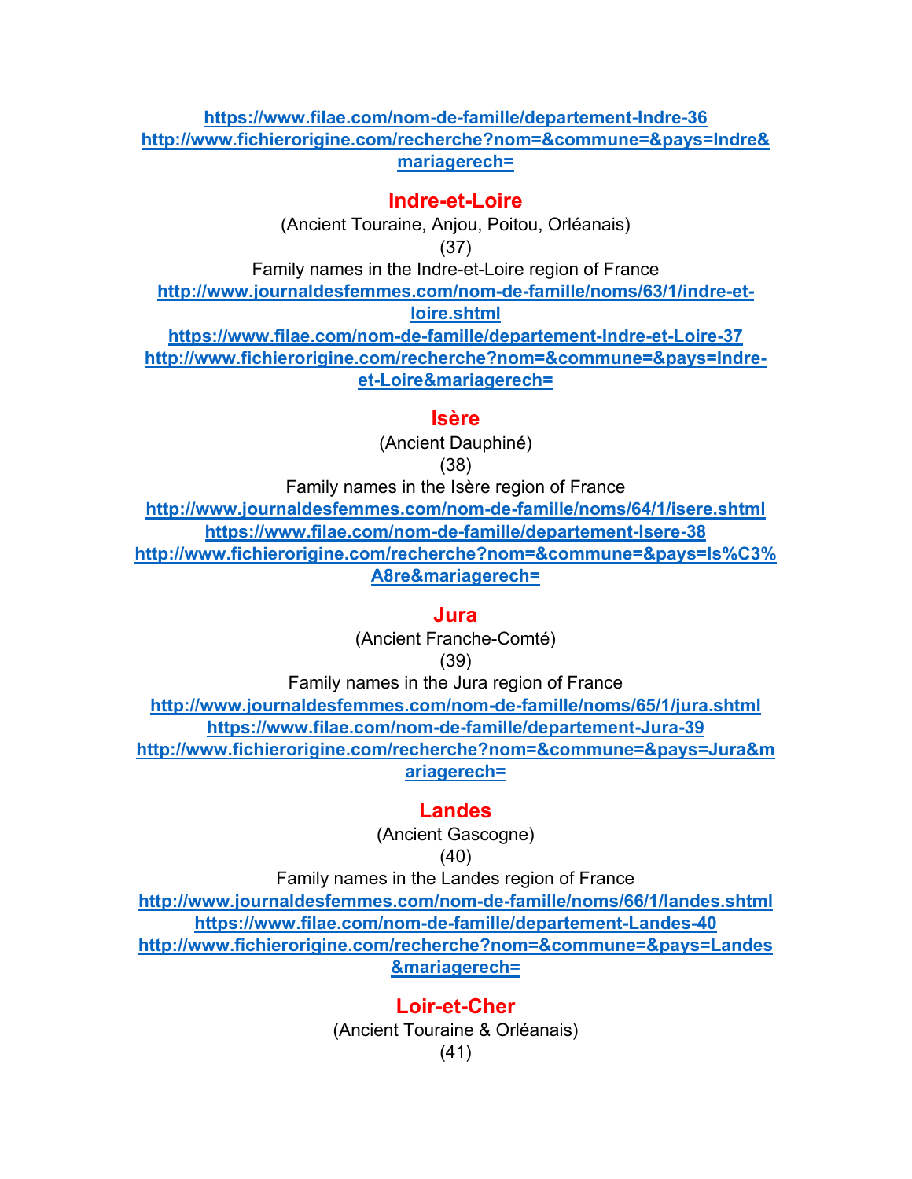**https://www.filae.com/nom-de-famille/departement-Indre-36**
**http://www.fichierorigine.com/recherche?nom=&commune=&pays=Indre&mariagerech=**

## Indre-et-Loire

(Ancient Touraine, Anjou, Poitou, Orléanais)

(37)

Family names in the Indre-et-Loire region of France

**http://www.journaldesfemmes.com/nom-de-famille/noms/63/1/indre-et-loire.shtml**
**https://www.filae.com/nom-de-famille/departement-Indre-et-Loire-37**
**http://www.fichierorigine.com/recherche?nom=&commune=&pays=Indre-et-Loire&mariagerech=**

## Isère

(Ancient Dauphiné)

(38)

Family names in the Isère region of France

**http://www.journaldesfemmes.com/nom-de-famille/noms/64/1/isere.shtml**
**https://www.filae.com/nom-de-famille/departement-Isere-38**
**http://www.fichierorigine.com/recherche?nom=&commune=&pays=Is%C3%A8re&mariagerech=**

## Jura

(Ancient Franche-Comté)

(39)

Family names in the Jura region of France

**http://www.journaldesfemmes.com/nom-de-famille/noms/65/1/jura.shtml**
**https://www.filae.com/nom-de-famille/departement-Jura-39**
**http://www.fichierorigine.com/recherche?nom=&commune=&pays=Jura&mariagerech=**

## Landes

(Ancient Gascogne)

(40)

Family names in the Landes region of France

**http://www.journaldesfemmes.com/nom-de-famille/noms/66/1/landes.shtml**
**https://www.filae.com/nom-de-famille/departement-Landes-40**
**http://www.fichierorigine.com/recherche?nom=&commune=&pays=Landes&mariagerech=**

## Loir-et-Cher

(Ancient Touraine & Orléanais)

(41)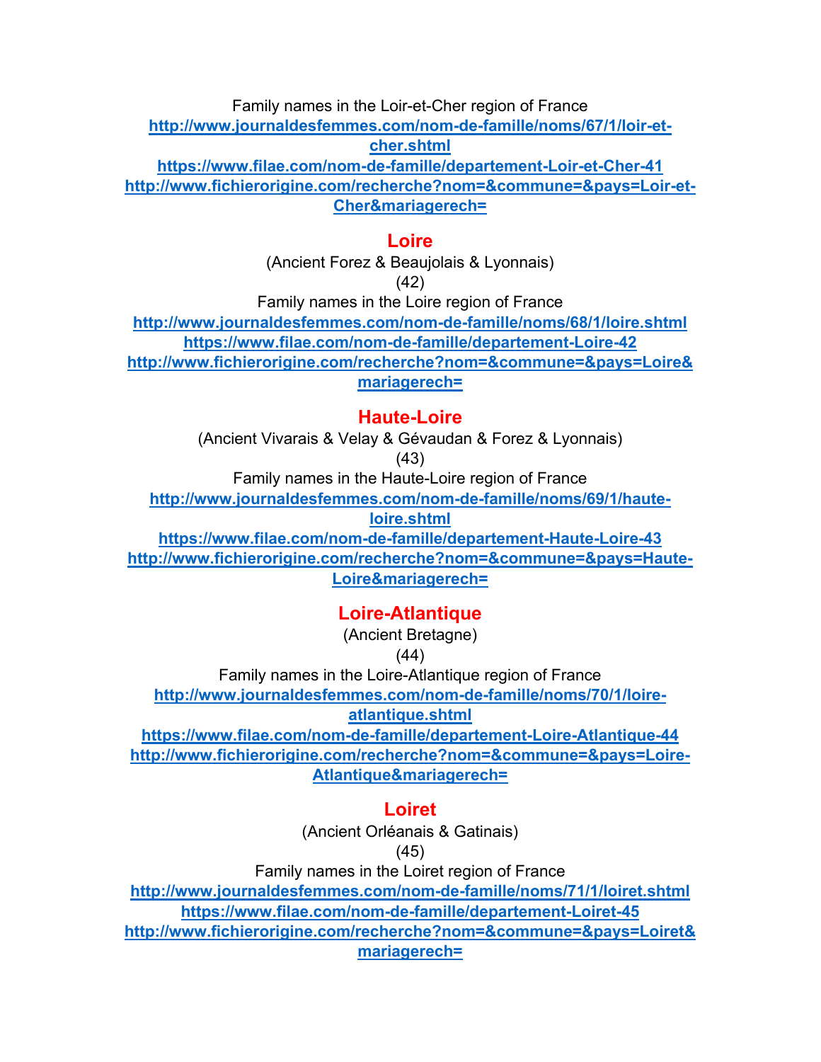Family names in the Loir-et-Cher region of France

[http://www.journaldesfemmes.com/nom-de-famille/noms/67/1/loir-et-cher.shtml](http://www.journaldesfemmes.com/nom-de-famille/noms/67/1/loir-et-cher.shtml)

[https://www.filae.com/nom-de-famille/departement-Loir-et-Cher-41](https://www.filae.com/nom-de-famille/departement-Loir-et-Cher-41)

[http://www.fichierorigine.com/recherche?nom=&commune=&pays=Loir-et-Cher&mariagerech=](http://www.fichierorigine.com/recherche?nom=&commune=&pays=Loir-et-Cher&mariagerech=)

## Loire

(Ancient Forez & Beaujolais & Lyonnais)

(42)

Family names in the Loire region of France

[http://www.journaldesfemmes.com/nom-de-famille/noms/68/1/loire.shtml](http://www.journaldesfemmes.com/nom-de-famille/noms/68/1/loire.shtml)

[https://www.filae.com/nom-de-famille/departement-Loire-42](https://www.filae.com/nom-de-famille/departement-Loire-42)

[http://www.fichierorigine.com/recherche?nom=&commune=&pays=Loire&mariagerech=](http://www.fichierorigine.com/recherche?nom=&commune=&pays=Loire&mariagerech=)

## Haute-Loire

(Ancient Vivarais & Velay & Gévaudan & Forez & Lyonnais)

(43)

Family names in the Haute-Loire region of France

[http://www.journaldesfemmes.com/nom-de-famille/noms/69/1/haute-loire.shtml](http://www.journaldesfemmes.com/nom-de-famille/noms/69/1/haute-loire.shtml)

[https://www.filae.com/nom-de-famille/departement-Haute-Loire-43](https://www.filae.com/nom-de-famille/departement-Haute-Loire-43)

[http://www.fichierorigine.com/recherche?nom=&commune=&pays=Haute-Loire&mariagerech=](http://www.fichierorigine.com/recherche?nom=&commune=&pays=Haute-Loire&mariagerech=)

## Loire-Atlantique

(Ancient Bretagne)

(44)

Family names in the Loire-Atlantique region of France

[http://www.journaldesfemmes.com/nom-de-famille/noms/70/1/loire-atlantique.shtml](http://www.journaldesfemmes.com/nom-de-famille/noms/70/1/loire-atlantique.shtml)

[https://www.filae.com/nom-de-famille/departement-Loire-Atlantique-44](https://www.filae.com/nom-de-famille/departement-Loire-Atlantique-44)

[http://www.fichierorigine.com/recherche?nom=&commune=&pays=Loire-Atlantique&mariagerech=](http://www.fichierorigine.com/recherche?nom=&commune=&pays=Loire-Atlantique&mariagerech=)

## Loiret

(Ancient Orléanais & Gatinais)

(45)

Family names in the Loiret region of France

[http://www.journaldesfemmes.com/nom-de-famille/noms/71/1/loiret.shtml](http://www.journaldesfemmes.com/nom-de-famille/noms/71/1/loiret.shtml)

[https://www.filae.com/nom-de-famille/departement-Loiret-45](https://www.filae.com/nom-de-famille/departement-Loiret-45)

[http://www.fichierorigine.com/recherche?nom=&commune=&pays=Loiret&mariagerech=](http://www.fichierorigine.com/recherche?nom=&commune=&pays=Loiret&mariagerech=)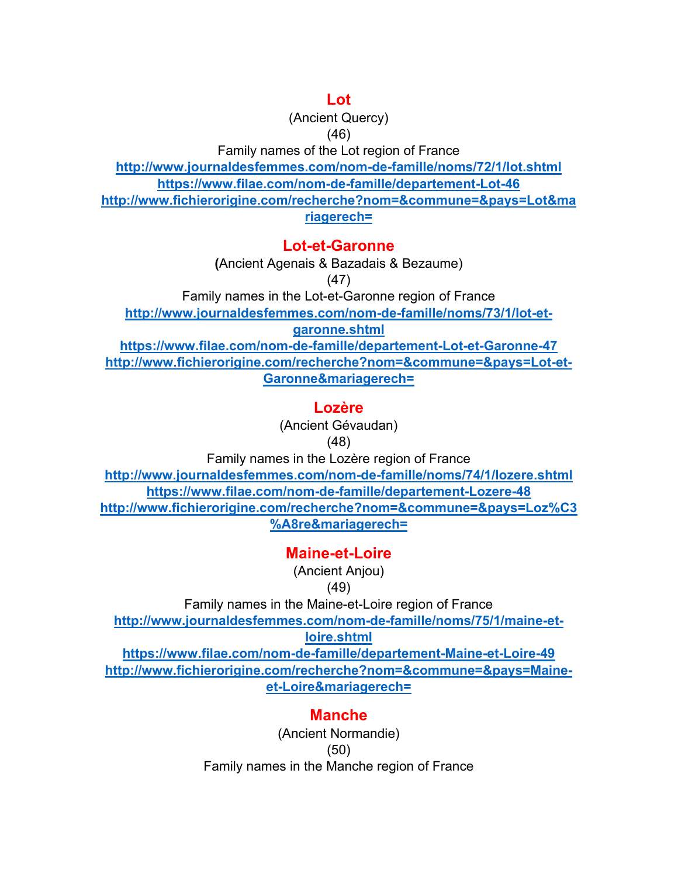## Lot

(Ancient Quercy)

(46)

Family names of the Lot region of France

**http://www.journaldesfemmes.com/nom-de-famille/noms/72/1/lot.shtml**

**https://www.filae.com/nom-de-famille/departement-Lot-46**

**http://www.fichierorigine.com/recherche?nom=&commune=&pays=Lot&mariagerech=**

## Lot-et-Garonne

**(**Ancient Agenais & Bazadais & Bezaume)

(47)

Family names in the Lot-et-Garonne region of France

**http://www.journaldesfemmes.com/nom-de-famille/noms/73/1/lot-et-garonne.shtml**

**https://www.filae.com/nom-de-famille/departement-Lot-et-Garonne-47**

**http://www.fichierorigine.com/recherche?nom=&commune=&pays=Lot-et-Garonne&mariagerech=**

## Lozère

(Ancient Gévaudan)

(48)

Family names in the Lozère region of France

**http://www.journaldesfemmes.com/nom-de-famille/noms/74/1/lozere.shtml**

**https://www.filae.com/nom-de-famille/departement-Lozere-48**

**http://www.fichierorigine.com/recherche?nom=&commune=&pays=Loz%C3%A8re&mariagerech=**

## Maine-et-Loire

(Ancient Anjou)

(49)

Family names in the Maine-et-Loire region of France

**http://www.journaldesfemmes.com/nom-de-famille/noms/75/1/maine-et-loire.shtml**

**https://www.filae.com/nom-de-famille/departement-Maine-et-Loire-49**

**http://www.fichierorigine.com/recherche?nom=&commune=&pays=Maine-et-Loire&mariagerech=**

## Manche

(Ancient Normandie)

(50)

Family names in the Manche region of France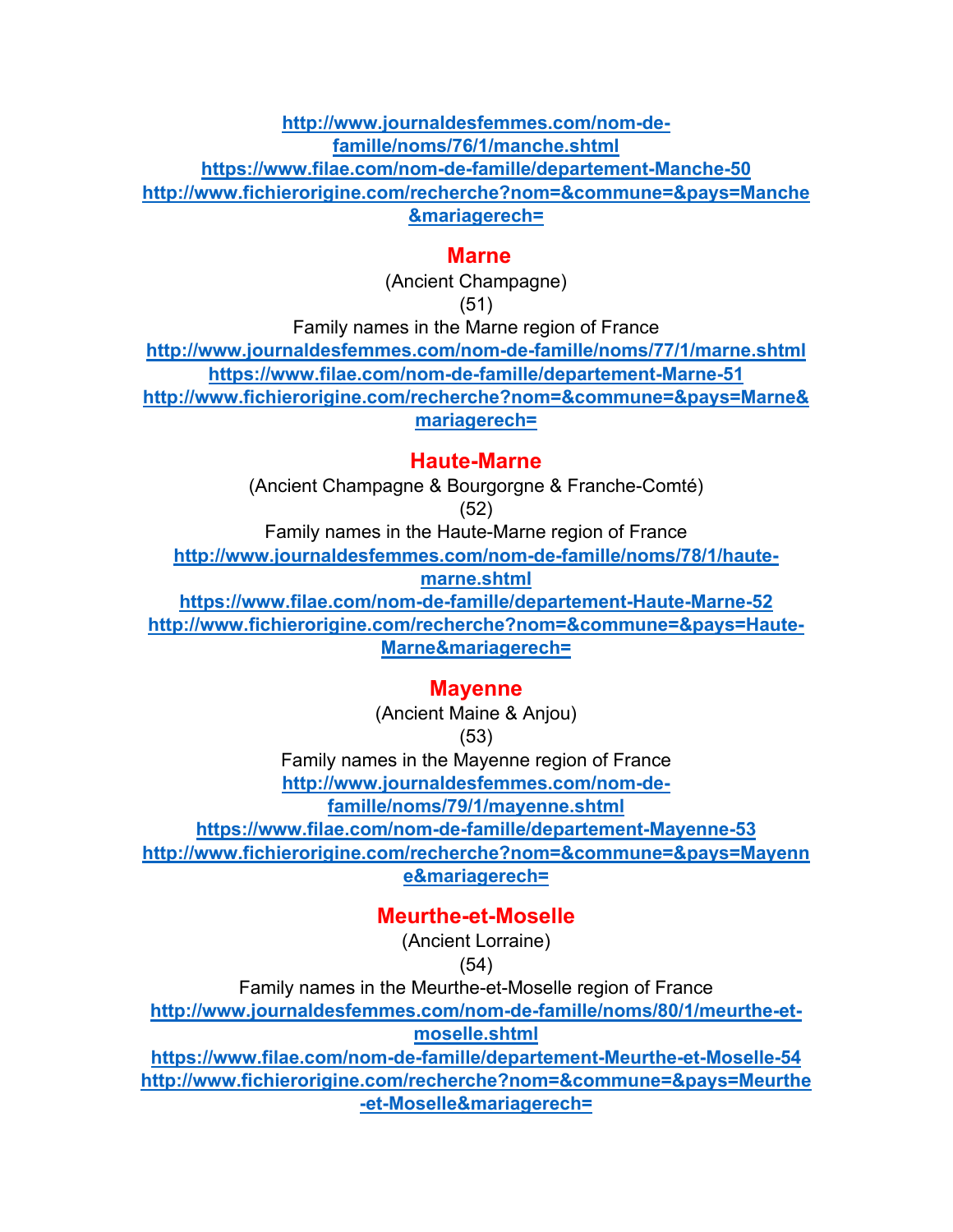http://www.journaldesfemmes.com/nom-de-famille/noms/76/1/manche.shtml
https://www.filae.com/nom-de-famille/departement-Manche-50
http://www.fichierorigine.com/recherche?nom=&commune=&pays=Manche&mariagerech=

## Marne

(Ancient Champagne)

(51)

Family names in the Marne region of France

http://www.journaldesfemmes.com/nom-de-famille/noms/77/1/marne.shtml
https://www.filae.com/nom-de-famille/departement-Marne-51
http://www.fichierorigine.com/recherche?nom=&commune=&pays=Marne&mariagerech=

## Haute-Marne

(Ancient Champagne & Bourgorgne & Franche-Comté)

(52)

Family names in the Haute-Marne region of France

http://www.journaldesfemmes.com/nom-de-famille/noms/78/1/haute-marne.shtml
https://www.filae.com/nom-de-famille/departement-Haute-Marne-52
http://www.fichierorigine.com/recherche?nom=&commune=&pays=Haute-Marne&mariagerech=

## Mayenne

(Ancient Maine & Anjou)

(53)

Family names in the Mayenne region of France

http://www.journaldesfemmes.com/nom-de-famille/noms/79/1/mayenne.shtml
https://www.filae.com/nom-de-famille/departement-Mayenne-53
http://www.fichierorigine.com/recherche?nom=&commune=&pays=Mayenne&mariagerech=

## Meurthe-et-Moselle

(Ancient Lorraine)

(54)

Family names in the Meurthe-et-Moselle region of France

http://www.journaldesfemmes.com/nom-de-famille/noms/80/1/meurthe-et-moselle.shtml
https://www.filae.com/nom-de-famille/departement-Meurthe-et-Moselle-54
http://www.fichierorigine.com/recherche?nom=&commune=&pays=Meurthe-et-Moselle&mariagerech=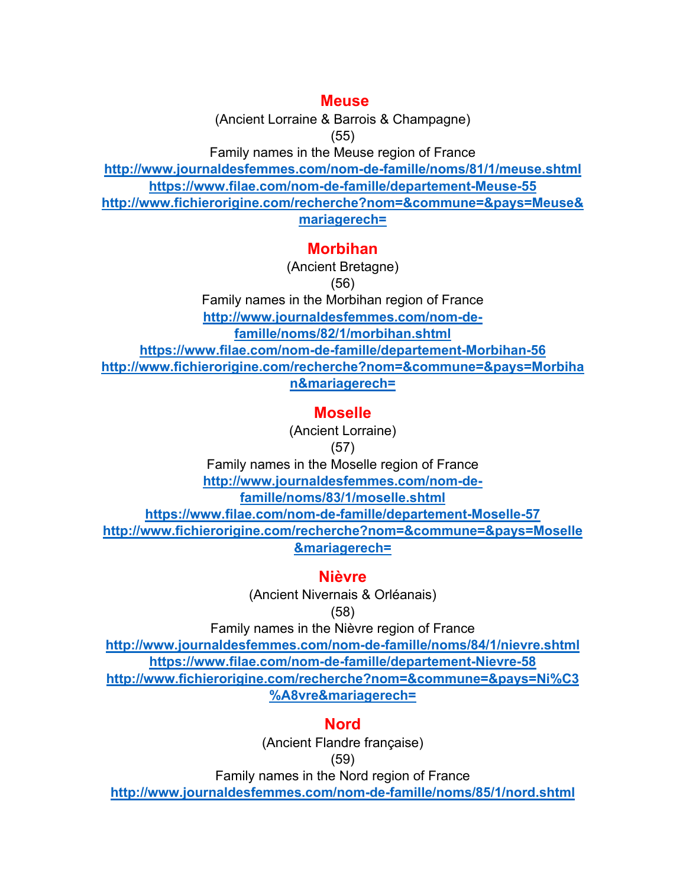## Meuse

(Ancient Lorraine & Barrois & Champagne)

(55)

Family names in the Meuse region of France

**http://www.journaldesfemmes.com/nom-de-famille/noms/81/1/meuse.shtml**
**https://www.filae.com/nom-de-famille/departement-Meuse-55**
**http://www.fichierorigine.com/recherche?nom=&commune=&pays=Meuse&mariagerech=**

## Morbihan

(Ancient Bretagne)

(56)

Family names in the Morbihan region of France

**http://www.journaldesfemmes.com/nom-de-famille/noms/82/1/morbihan.shtml**
**https://www.filae.com/nom-de-famille/departement-Morbihan-56**
**http://www.fichierorigine.com/recherche?nom=&commune=&pays=Morbihan&mariagerech=**

## Moselle

(Ancient Lorraine)

(57)

Family names in the Moselle region of France

**http://www.journaldesfemmes.com/nom-de-famille/noms/83/1/moselle.shtml**
**https://www.filae.com/nom-de-famille/departement-Moselle-57**
**http://www.fichierorigine.com/recherche?nom=&commune=&pays=Moselle&mariagerech=**

## Nièvre

(Ancient Nivernais & Orléanais)

(58)

Family names in the Nièvre region of France

**http://www.journaldesfemmes.com/nom-de-famille/noms/84/1/nievre.shtml**
**https://www.filae.com/nom-de-famille/departement-Nievre-58**
**http://www.fichierorigine.com/recherche?nom=&commune=&pays=Ni%C3%A8vre&mariagerech=**

## Nord

(Ancient Flandre française)

(59)

Family names in the Nord region of France

**http://www.journaldesfemmes.com/nom-de-famille/noms/85/1/nord.shtml**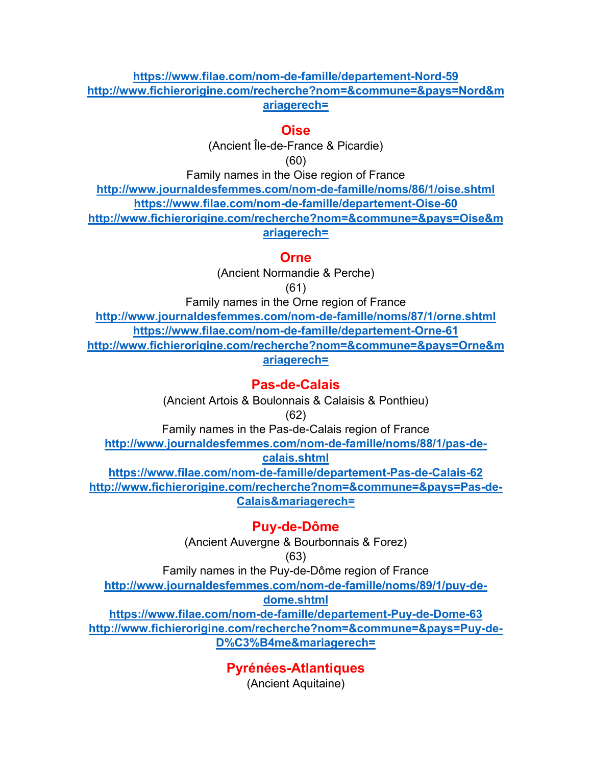https://www.filae.com/nom-de-famille/departement-Nord-59
http://www.fichierorigine.com/recherche?nom=&commune=&pays=Nord&mariagerech=

## Oise

(Ancient Île-de-France & Picardie)

(60)

Family names in the Oise region of France

http://www.journaldesfemmes.com/nom-de-famille/noms/86/1/oise.shtml
https://www.filae.com/nom-de-famille/departement-Oise-60
http://www.fichierorigine.com/recherche?nom=&commune=&pays=Oise&mariagerech=

## Orne

(Ancient Normandie & Perche)

(61)

Family names in the Orne region of France

http://www.journaldesfemmes.com/nom-de-famille/noms/87/1/orne.shtml
https://www.filae.com/nom-de-famille/departement-Orne-61
http://www.fichierorigine.com/recherche?nom=&commune=&pays=Orne&mariagerech=

## Pas-de-Calais

(Ancient Artois & Boulonnais & Calaisis & Ponthieu)

(62)

Family names in the Pas-de-Calais region of France

http://www.journaldesfemmes.com/nom-de-famille/noms/88/1/pas-de-calais.shtml
https://www.filae.com/nom-de-famille/departement-Pas-de-Calais-62
http://www.fichierorigine.com/recherche?nom=&commune=&pays=Pas-de-Calais&mariagerech=

## Puy-de-Dôme

(Ancient Auvergne & Bourbonnais & Forez)

(63)

Family names in the Puy-de-Dôme region of France

http://www.journaldesfemmes.com/nom-de-famille/noms/89/1/puy-de-dome.shtml
https://www.filae.com/nom-de-famille/departement-Puy-de-Dome-63
http://www.fichierorigine.com/recherche?nom=&commune=&pays=Puy-de-D%C3%B4me&mariagerech=

## Pyrénées-Atlantiques

(Ancient Aquitaine)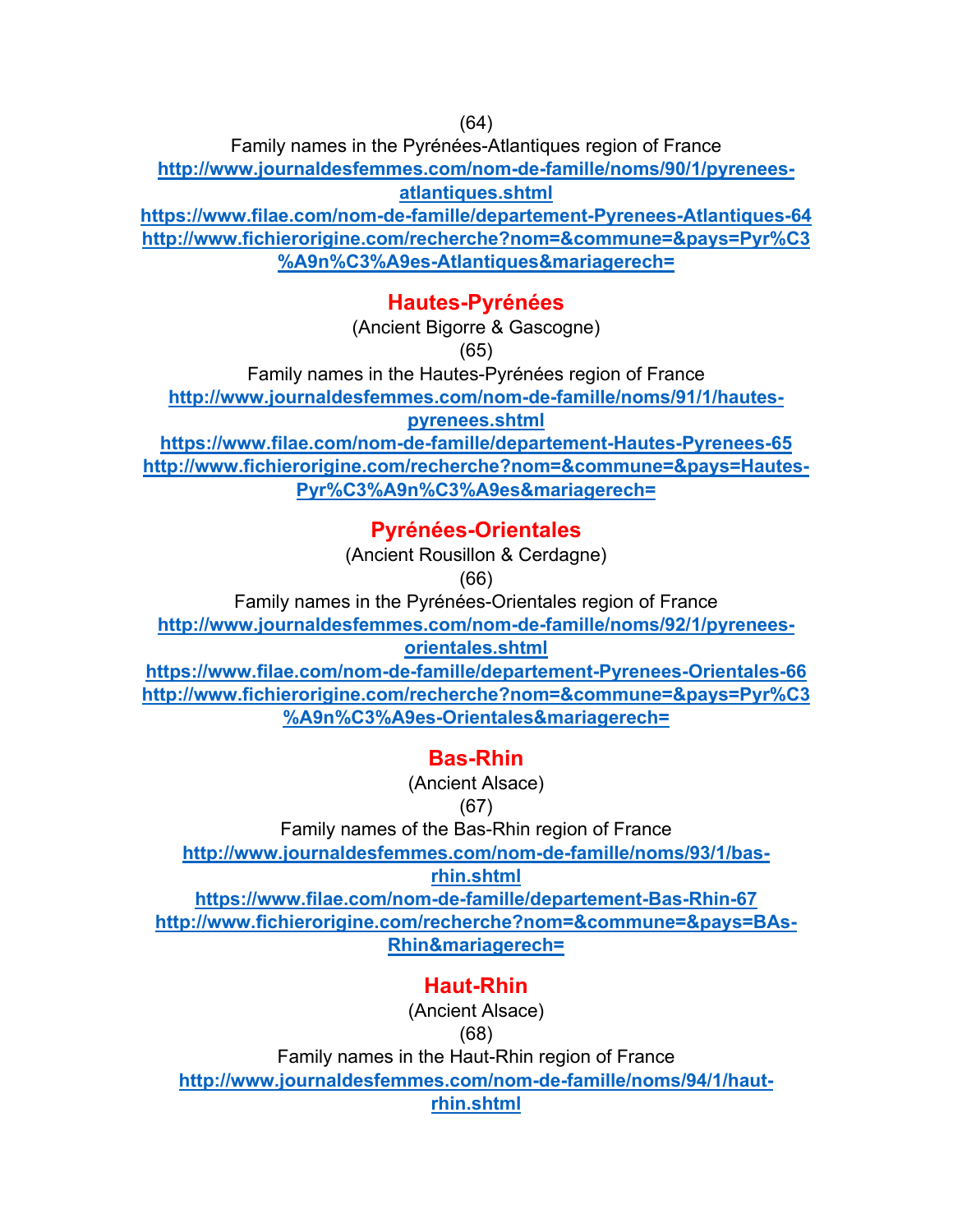(64)

Family names in the Pyrénées-Atlantiques region of France

http://www.journaldesfemmes.com/nom-de-famille/noms/90/1/pyrenees-atlantiques.shtml

https://www.filae.com/nom-de-famille/departement-Pyrenees-Atlantiques-64

http://www.fichierorigine.com/recherche?nom=&commune=&pays=Pyr%C3%A9n%C3%A9es-Atlantiques&mariagerech=

## Hautes-Pyrénées

(Ancient Bigorre & Gascogne)

(65)

Family names in the Hautes-Pyrénées region of France

http://www.journaldesfemmes.com/nom-de-famille/noms/91/1/hautes-pyrenees.shtml

https://www.filae.com/nom-de-famille/departement-Hautes-Pyrenees-65

http://www.fichierorigine.com/recherche?nom=&commune=&pays=Hautes-Pyr%C3%A9n%C3%A9es&mariagerech=

## Pyrénées-Orientales

(Ancient Rousillon & Cerdagne)

(66)

Family names in the Pyrénées-Orientales region of France

http://www.journaldesfemmes.com/nom-de-famille/noms/92/1/pyrenees-orientales.shtml

https://www.filae.com/nom-de-famille/departement-Pyrenees-Orientales-66

http://www.fichierorigine.com/recherche?nom=&commune=&pays=Pyr%C3%A9n%C3%A9es-Orientales&mariagerech=

## Bas-Rhin

(Ancient Alsace)

(67)

Family names of the Bas-Rhin region of France

http://www.journaldesfemmes.com/nom-de-famille/noms/93/1/bas-rhin.shtml

https://www.filae.com/nom-de-famille/departement-Bas-Rhin-67

http://www.fichierorigine.com/recherche?nom=&commune=&pays=BAs-Rhin&mariagerech=

## Haut-Rhin

(Ancient Alsace)

(68)

Family names in the Haut-Rhin region of France

http://www.journaldesfemmes.com/nom-de-famille/noms/94/1/haut-rhin.shtml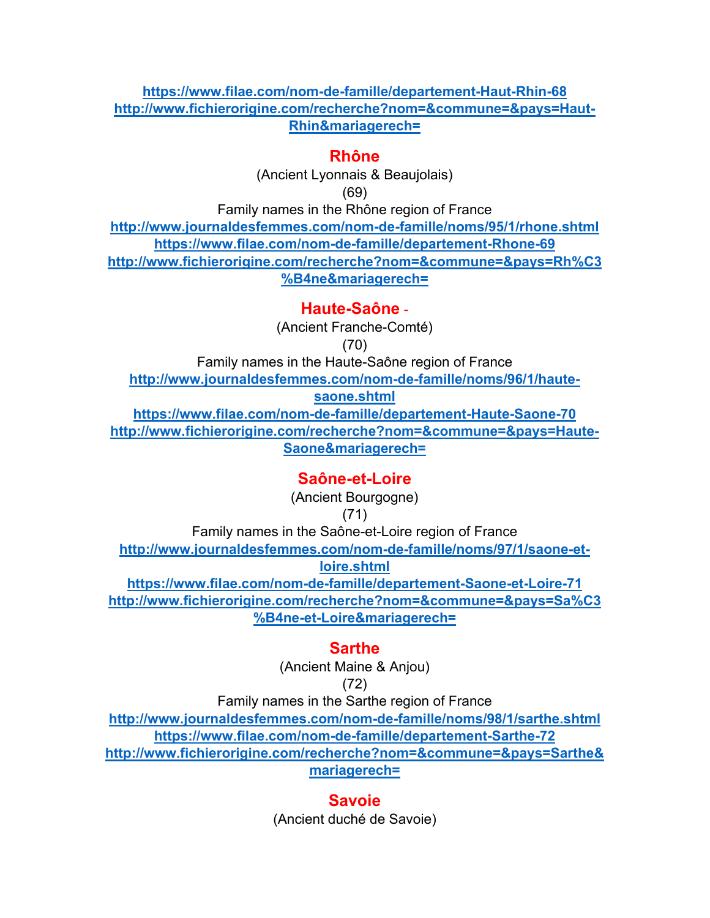https://www.filae.com/nom-de-famille/departement-Haut-Rhin-68
http://www.fichierorigine.com/recherche?nom=&commune=&pays=Haut-Rhin&mariagerech=

## Rhône

(Ancient Lyonnais & Beaujolais)

(69)

Family names in the Rhône region of France

http://www.journaldesfemmes.com/nom-de-famille/noms/95/1/rhone.shtml
https://www.filae.com/nom-de-famille/departement-Rhone-69
http://www.fichierorigine.com/recherche?nom=&commune=&pays=Rh%C3%B4ne&mariagerech=

## Haute-Saône -

(Ancient Franche-Comté)

(70)

Family names in the Haute-Saône region of France

http://www.journaldesfemmes.com/nom-de-famille/noms/96/1/haute-saone.shtml
https://www.filae.com/nom-de-famille/departement-Haute-Saone-70
http://www.fichierorigine.com/recherche?nom=&commune=&pays=Haute-Saone&mariagerech=

## Saône-et-Loire

(Ancient Bourgogne)

(71)

Family names in the Saône-et-Loire region of France

http://www.journaldesfemmes.com/nom-de-famille/noms/97/1/saone-et-loire.shtml
https://www.filae.com/nom-de-famille/departement-Saone-et-Loire-71
http://www.fichierorigine.com/recherche?nom=&commune=&pays=Sa%C3%B4ne-et-Loire&mariagerech=

## Sarthe

(Ancient Maine & Anjou)

(72)

Family names in the Sarthe region of France

http://www.journaldesfemmes.com/nom-de-famille/noms/98/1/sarthe.shtml
https://www.filae.com/nom-de-famille/departement-Sarthe-72
http://www.fichierorigine.com/recherche?nom=&commune=&pays=Sarthe&mariagerech=

## Savoie

(Ancient duché de Savoie)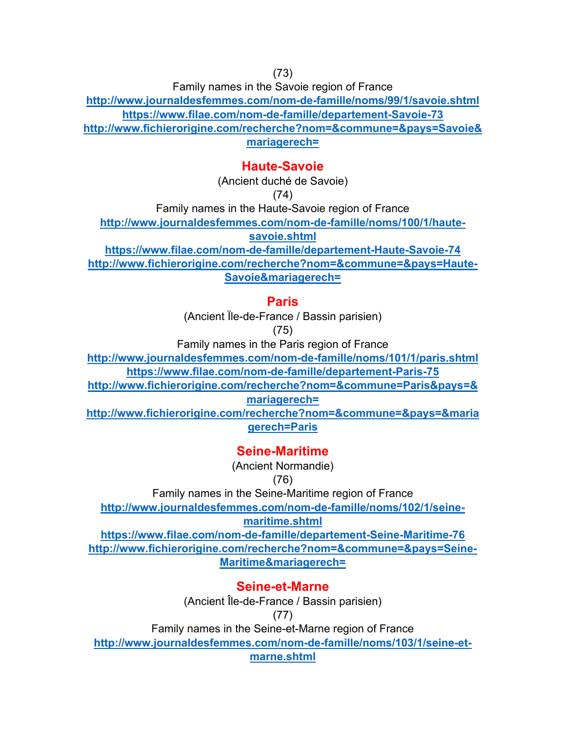(73)

Family names in the Savoie region of France

**http://www.journaldesfemmes.com/nom-de-famille/noms/99/1/savoie.shtml**

**https://www.filae.com/nom-de-famille/departement-Savoie-73**

**http://www.fichierorigine.com/recherche?nom=&commune=&pays=Savoie&mariagerech=**

## Haute-Savoie

(Ancient duché de Savoie)

(74)

Family names in the Haute-Savoie region of France

**http://www.journaldesfemmes.com/nom-de-famille/noms/100/1/haute-savoie.shtml**

**https://www.filae.com/nom-de-famille/departement-Haute-Savoie-74**

**http://www.fichierorigine.com/recherche?nom=&commune=&pays=Haute-Savoie&mariagerech=**

## Paris

(Ancient Ïle-de-France / Bassin parisien)

(75)

Family names in the Paris region of France

**http://www.journaldesfemmes.com/nom-de-famille/noms/101/1/paris.shtml**

**https://www.filae.com/nom-de-famille/departement-Paris-75**

**http://www.fichierorigine.com/recherche?nom=&commune=Paris&pays=&mariagerech=**

**http://www.fichierorigine.com/recherche?nom=&commune=&pays=&mariagerech=Paris**

## Seine-Maritime

(Ancient Normandie)

(76)

Family names in the Seine-Maritime region of France

**http://www.journaldesfemmes.com/nom-de-famille/noms/102/1/seine-maritime.shtml**

**https://www.filae.com/nom-de-famille/departement-Seine-Maritime-76**

**http://www.fichierorigine.com/recherche?nom=&commune=&pays=Seine-Maritime&mariagerech=**

## Seine-et-Marne

(Ancient Île-de-France / Bassin parisien)

(77)

Family names in the Seine-et-Marne region of France

**http://www.journaldesfemmes.com/nom-de-famille/noms/103/1/seine-et-marne.shtml**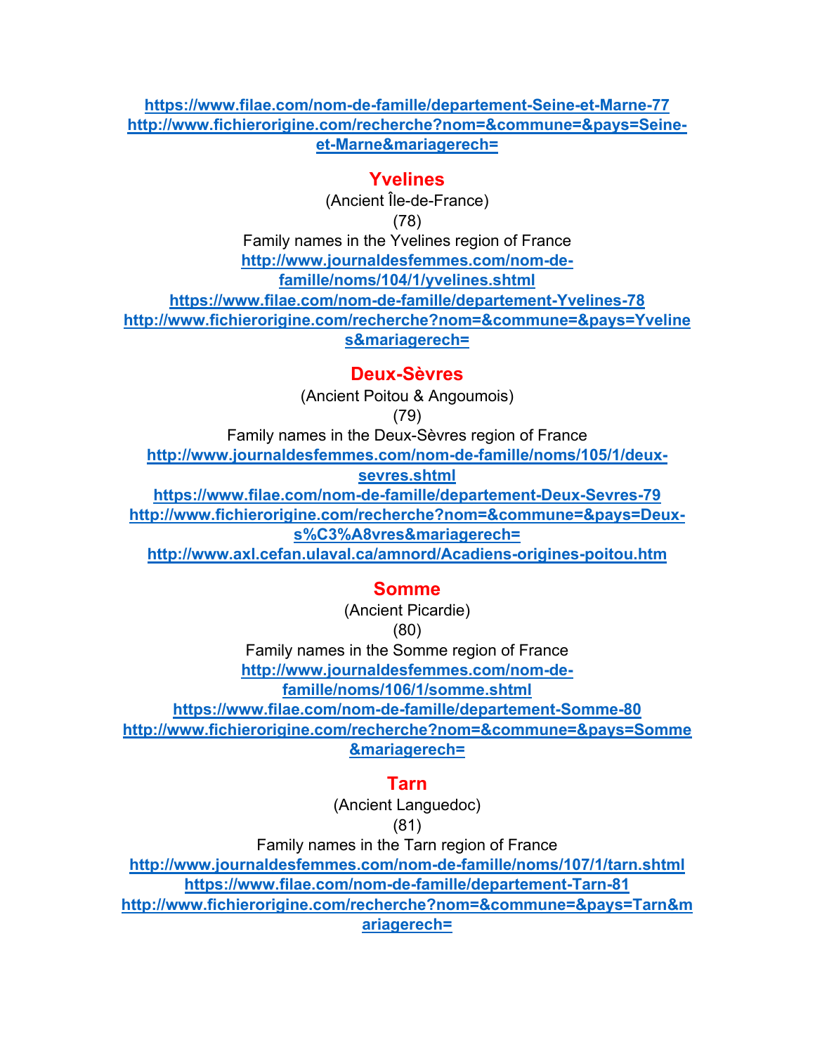https://www.filae.com/nom-de-famille/departement-Seine-et-Marne-77
http://www.fichierorigine.com/recherche?nom=&commune=&pays=Seine-et-Marne&mariagerech=

## Yvelines

(Ancient Île-de-France)

(78)

Family names in the Yvelines region of France

http://www.journaldesfemmes.com/nom-de-famille/noms/104/1/yvelines.shtml
https://www.filae.com/nom-de-famille/departement-Yvelines-78
http://www.fichierorigine.com/recherche?nom=&commune=&pays=Yvelines&mariagerech=

## Deux-Sèvres

(Ancient Poitou & Angoumois)

(79)

Family names in the Deux-Sèvres region of France

http://www.journaldesfemmes.com/nom-de-famille/noms/105/1/deux-sevres.shtml
https://www.filae.com/nom-de-famille/departement-Deux-Sevres-79
http://www.fichierorigine.com/recherche?nom=&commune=&pays=Deux-s%C3%A8vres&mariagerech=
http://www.axl.cefan.ulaval.ca/amnord/Acadiens-origines-poitou.htm

## Somme

(Ancient Picardie)

(80)

Family names in the Somme region of France

http://www.journaldesfemmes.com/nom-de-famille/noms/106/1/somme.shtml
https://www.filae.com/nom-de-famille/departement-Somme-80
http://www.fichierorigine.com/recherche?nom=&commune=&pays=Somme&mariagerech=

## Tarn

(Ancient Languedoc)

(81)

Family names in the Tarn region of France

http://www.journaldesfemmes.com/nom-de-famille/noms/107/1/tarn.shtml
https://www.filae.com/nom-de-famille/departement-Tarn-81
http://www.fichierorigine.com/recherche?nom=&commune=&pays=Tarn&mariagerech=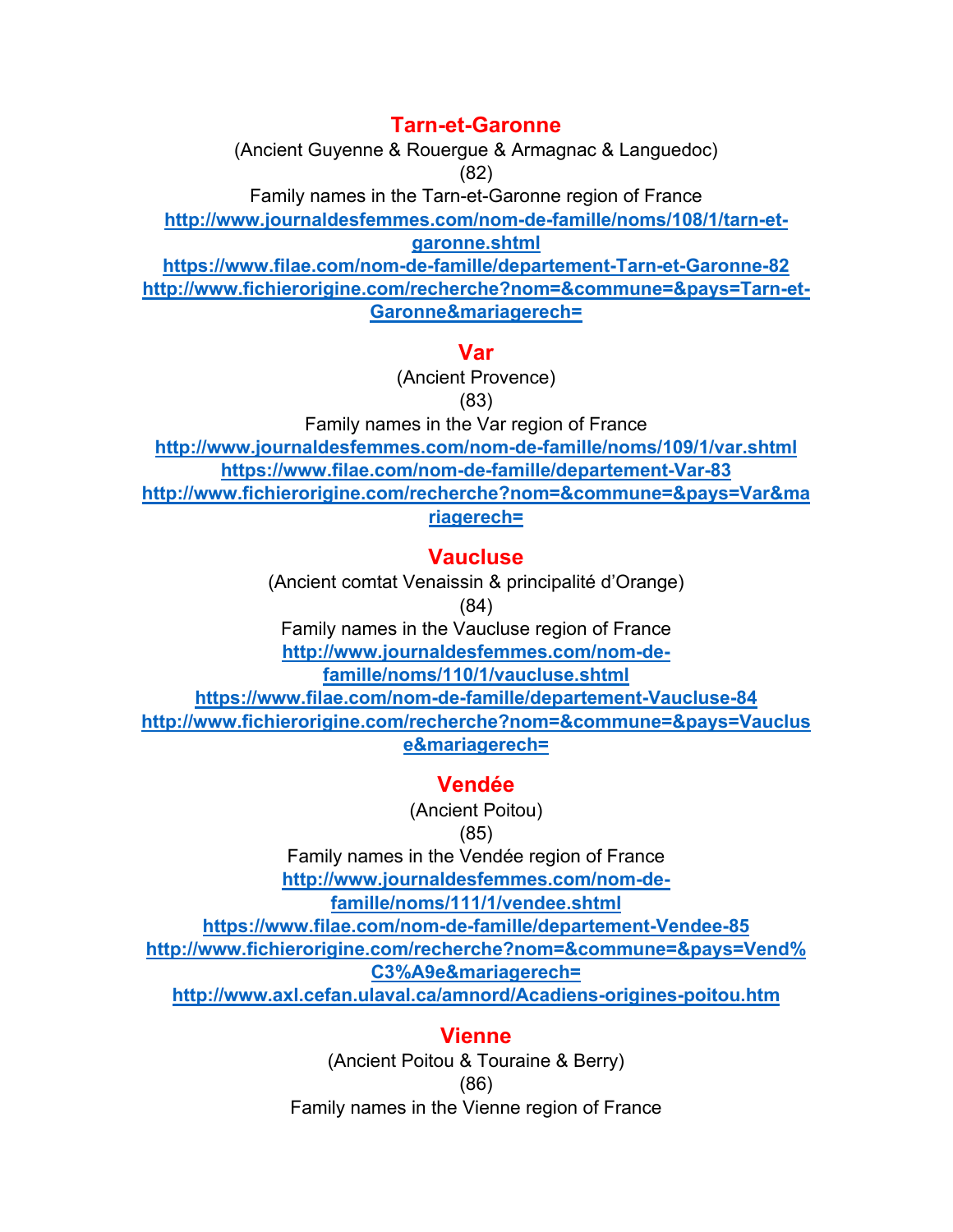## Tarn-et-Garonne

(Ancient Guyenne & Rouergue & Armagnac & Languedoc)

(82)

Family names in the Tarn-et-Garonne region of France

**http://www.journaldesfemmes.com/nom-de-famille/noms/108/1/tarn-et-garonne.shtml**

**https://www.filae.com/nom-de-famille/departement-Tarn-et-Garonne-82**

**http://www.fichierorigine.com/recherche?nom=&commune=&pays=Tarn-et-Garonne&mariagerech=**

## Var

(Ancient Provence)

(83)

Family names in the Var region of France

**http://www.journaldesfemmes.com/nom-de-famille/noms/109/1/var.shtml**

**https://www.filae.com/nom-de-famille/departement-Var-83**

**http://www.fichierorigine.com/recherche?nom=&commune=&pays=Var&mariagerech=**

## Vaucluse

(Ancient comtat Venaissin & principalité d'Orange)

(84)

Family names in the Vaucluse region of France

**http://www.journaldesfemmes.com/nom-de-famille/noms/110/1/vaucluse.shtml**

**https://www.filae.com/nom-de-famille/departement-Vaucluse-84**

**http://www.fichierorigine.com/recherche?nom=&commune=&pays=Vaucluse&mariagerech=**

## Vendée

(Ancient Poitou)

(85)

Family names in the Vendée region of France

**http://www.journaldesfemmes.com/nom-de-famille/noms/111/1/vendee.shtml**

**https://www.filae.com/nom-de-famille/departement-Vendee-85**

**http://www.fichierorigine.com/recherche?nom=&commune=&pays=Vend%C3%A9e&mariagerech=**

**http://www.axl.cefan.ulaval.ca/amnord/Acadiens-origines-poitou.htm**

## Vienne

(Ancient Poitou & Touraine & Berry)

(86)

Family names in the Vienne region of France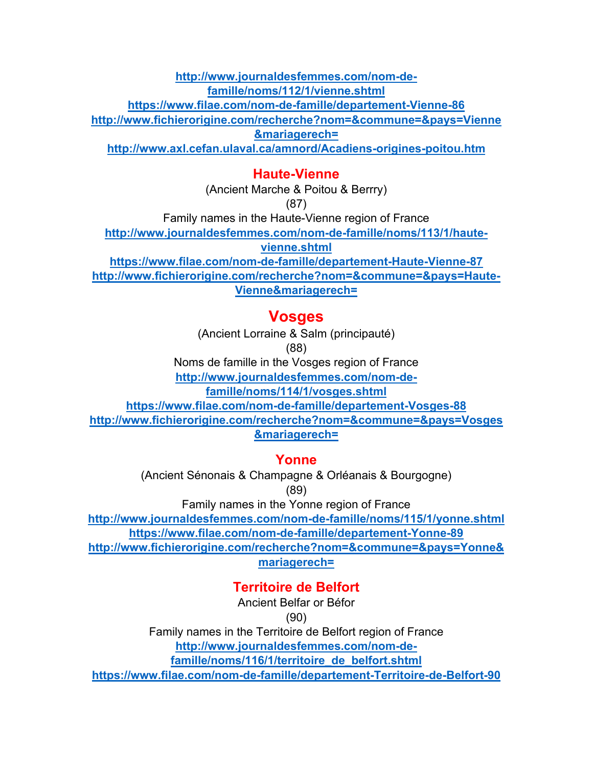http://www.journaldesfemmes.com/nom-de-famille/noms/112/1/vienne.shtml
https://www.filae.com/nom-de-famille/departement-Vienne-86
http://www.fichierorigine.com/recherche?nom=&commune=&pays=Vienne&mariagerech=
http://www.axl.cefan.ulaval.ca/amnord/Acadiens-origines-poitou.htm

## Haute-Vienne

(Ancient Marche & Poitou & Berrry)

(87)

Family names in the Haute-Vienne region of France

http://www.journaldesfemmes.com/nom-de-famille/noms/113/1/haute-vienne.shtml
https://www.filae.com/nom-de-famille/departement-Haute-Vienne-87
http://www.fichierorigine.com/recherche?nom=&commune=&pays=Haute-Vienne&mariagerech=

## Vosges

(Ancient Lorraine & Salm (principauté)

(88)

Noms de famille in the Vosges region of France

http://www.journaldesfemmes.com/nom-de-famille/noms/114/1/vosges.shtml
https://www.filae.com/nom-de-famille/departement-Vosges-88
http://www.fichierorigine.com/recherche?nom=&commune=&pays=Vosges&mariagerech=

## Yonne

(Ancient Sénonais & Champagne & Orléanais & Bourgogne)

(89)

Family names in the Yonne region of France

http://www.journaldesfemmes.com/nom-de-famille/noms/115/1/yonne.shtml
https://www.filae.com/nom-de-famille/departement-Yonne-89
http://www.fichierorigine.com/recherche?nom=&commune=&pays=Yonne&mariagerech=

## Territoire de Belfort

Ancient Belfar or Béfor

(90)

Family names in the Territoire de Belfort region of France

http://www.journaldesfemmes.com/nom-de-famille/noms/116/1/territoire_de_belfort.shtml
https://www.filae.com/nom-de-famille/departement-Territoire-de-Belfort-90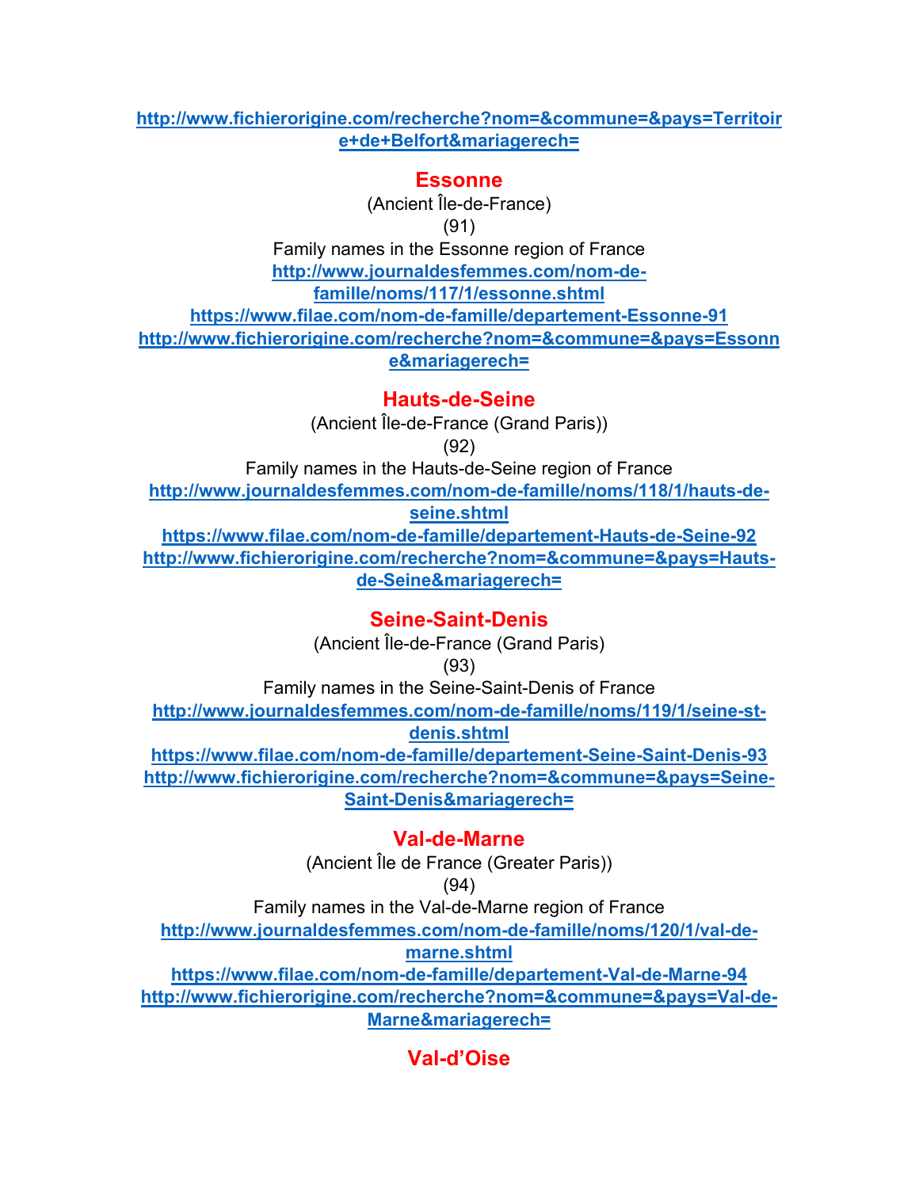http://www.fichierorigine.com/recherche?nom=&commune=&pays=Territoire+de+Belfort&mariagerech=

## Essonne

(Ancient Île-de-France)

(91)

Family names in the Essonne region of France

http://www.journaldesfemmes.com/nom-de-famille/noms/117/1/essonne.shtml

https://www.filae.com/nom-de-famille/departement-Essonne-91

http://www.fichierorigine.com/recherche?nom=&commune=&pays=Essonne&mariagerech=

## Hauts-de-Seine

(Ancient Île-de-France (Grand Paris))

(92)

Family names in the Hauts-de-Seine region of France

http://www.journaldesfemmes.com/nom-de-famille/noms/118/1/hauts-de-seine.shtml

https://www.filae.com/nom-de-famille/departement-Hauts-de-Seine-92

http://www.fichierorigine.com/recherche?nom=&commune=&pays=Hauts-de-Seine&mariagerech=

## Seine-Saint-Denis

(Ancient Île-de-France (Grand Paris)

(93)

Family names in the Seine-Saint-Denis of France

http://www.journaldesfemmes.com/nom-de-famille/noms/119/1/seine-st-denis.shtml

https://www.filae.com/nom-de-famille/departement-Seine-Saint-Denis-93

http://www.fichierorigine.com/recherche?nom=&commune=&pays=Seine-Saint-Denis&mariagerech=

## Val-de-Marne

(Ancient Île de France (Greater Paris))

(94)

Family names in the Val-de-Marne region of France

http://www.journaldesfemmes.com/nom-de-famille/noms/120/1/val-de-marne.shtml

https://www.filae.com/nom-de-famille/departement-Val-de-Marne-94

http://www.fichierorigine.com/recherche?nom=&commune=&pays=Val-de-Marne&mariagerech=

## Val-d'Oise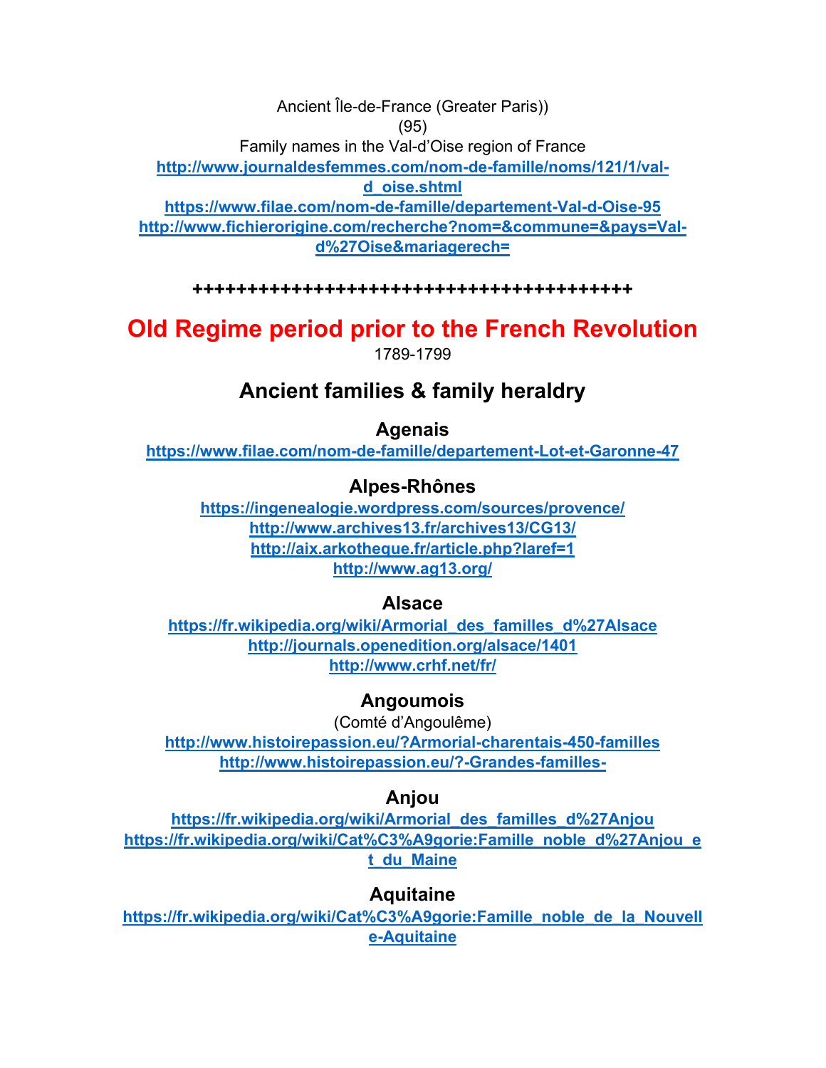Ancient Île-de-France (Greater Paris))

(95)

Family names in the Val-d'Oise region of France

http://www.journaldesfemmes.com/nom-de-famille/noms/121/1/val-d_oise.shtml

https://www.filae.com/nom-de-famille/departement-Val-d-Oise-95

http://www.fichierorigine.com/recherche?nom=&commune=&pays=Val-d%27Oise&mariagerech=

**+++++++++++++++++++++++++++++++++++++++++**

# Old Regime period prior to the French Revolution

1789-1799

## Ancient families & family heraldry

### Agenais

https://www.filae.com/nom-de-famille/departement-Lot-et-Garonne-47

### Alpes-Rhônes

https://ingenealogie.wordpress.com/sources/provence/

http://www.archives13.fr/archives13/CG13/

http://aix.arkotheque.fr/article.php?laref=1

http://www.ag13.org/

### Alsace

https://fr.wikipedia.org/wiki/Armorial_des_familles_d%27Alsace

http://journals.openedition.org/alsace/1401

http://www.crhf.net/fr/

### Angoumois

(Comté d'Angoulême)

http://www.histoirepassion.eu/?Armorial-charentais-450-familles

http://www.histoirepassion.eu/?-Grandes-familles-

### Anjou

https://fr.wikipedia.org/wiki/Armorial_des_familles_d%27Anjou

https://fr.wikipedia.org/wiki/Cat%C3%A9gorie:Famille_noble_d%27Anjou_et_du_Maine

### Aquitaine

https://fr.wikipedia.org/wiki/Cat%C3%A9gorie:Famille_noble_de_la_Nouvelle-Aquitaine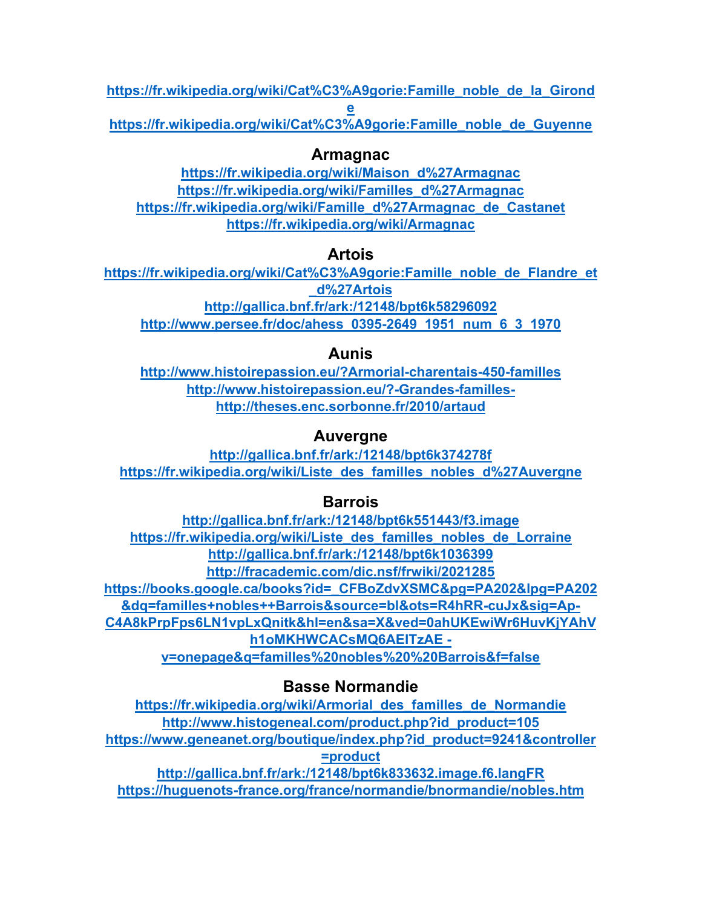https://fr.wikipedia.org/wiki/Cat%C3%A9gorie:Famille_noble_de_la_Gironde
https://fr.wikipedia.org/wiki/Cat%C3%A9gorie:Famille_noble_de_Guyenne

## Armagnac

https://fr.wikipedia.org/wiki/Maison_d%27Armagnac
https://fr.wikipedia.org/wiki/Familles_d%27Armagnac
https://fr.wikipedia.org/wiki/Famille_d%27Armagnac_de_Castanet
https://fr.wikipedia.org/wiki/Armagnac

## Artois

https://fr.wikipedia.org/wiki/Cat%C3%A9gorie:Famille_noble_de_Flandre_et_d%27Artois
http://gallica.bnf.fr/ark:/12148/bpt6k58296092
http://www.persee.fr/doc/ahess_0395-2649_1951_num_6_3_1970

## Aunis

http://www.histoirepassion.eu/?Armorial-charentais-450-familles
http://www.histoirepassion.eu/?-Grandes-familles-
http://theses.enc.sorbonne.fr/2010/artaud

## Auvergne

http://gallica.bnf.fr/ark:/12148/bpt6k374278f
https://fr.wikipedia.org/wiki/Liste_des_familles_nobles_d%27Auvergne

## Barrois

http://gallica.bnf.fr/ark:/12148/bpt6k551443/f3.image
https://fr.wikipedia.org/wiki/Liste_des_familles_nobles_de_Lorraine
http://gallica.bnf.fr/ark:/12148/bpt6k1036399
http://fracademic.com/dic.nsf/frwiki/2021285
https://books.google.ca/books?id=_CFBoZdvXSMC&pg=PA202&lpg=PA202&dq=familles+nobles++Barrois&source=bl&ots=R4hRR-cuJx&sig=Ap-C4A8kPrpFps6LN1vpLxQnitk&hl=en&sa=X&ved=0ahUKEwiWr6HuvKjYAhVh1oMKHWCACsMQ6AEITzAE - v=onepage&q=familles%20nobles%20%20Barrois&f=false

## Basse Normandie

https://fr.wikipedia.org/wiki/Armorial_des_familles_de_Normandie
http://www.histogeneal.com/product.php?id_product=105
https://www.geneanet.org/boutique/index.php?id_product=9241&controller=product
http://gallica.bnf.fr/ark:/12148/bpt6k833632.image.f6.langFR
https://huguenots-france.org/france/normandie/bnormandie/nobles.htm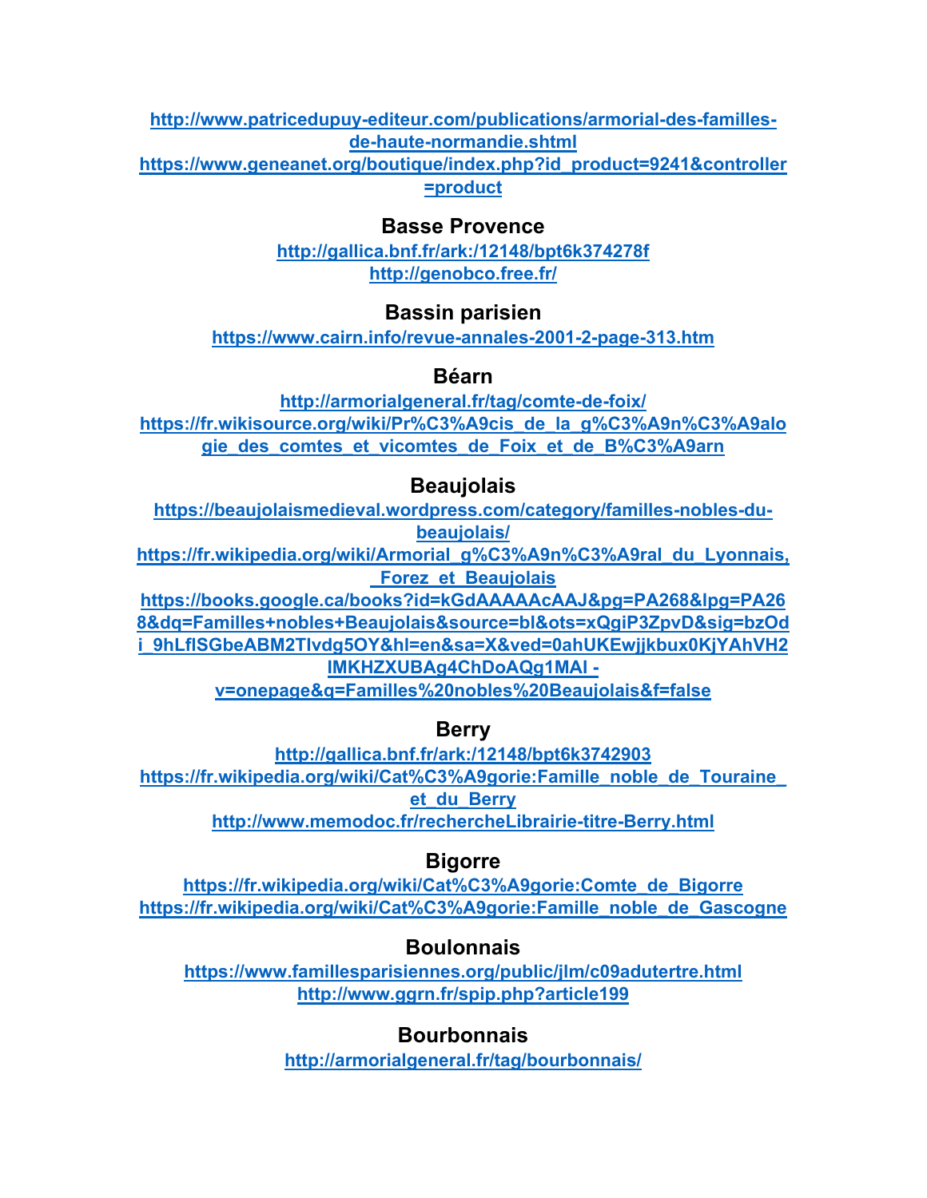http://www.patricedupuy-editeur.com/publications/armorial-des-familles-de-haute-normandie.shtml
https://www.geneanet.org/boutique/index.php?id_product=9241&controller=product

## Basse Provence

http://gallica.bnf.fr/ark:/12148/bpt6k374278f
http://genobco.free.fr/

## Bassin parisien

https://www.cairn.info/revue-annales-2001-2-page-313.htm

## Béarn

http://armorialgeneral.fr/tag/comte-de-foix/
https://fr.wikisource.org/wiki/Pr%C3%A9cis_de_la_g%C3%A9n%C3%A9alogie_des_comtes_et_vicomtes_de_Foix_et_de_B%C3%A9arn

## Beaujolais

https://beaujolaismedieval.wordpress.com/category/familles-nobles-du-beaujolais/
https://fr.wikipedia.org/wiki/Armorial_g%C3%A9n%C3%A9ral_du_Lyonnais,_Forez_et_Beaujolais
https://books.google.ca/books?id=kGdAAAAAcAAJ&pg=PA268&lpg=PA268&dq=Familles+nobles+Beaujolais&source=bl&ots=xQgiP3ZpvD&sig=bzOdi_9hLflSGbeABM2Tlvdg5OY&hl=en&sa=X&ved=0ahUKEwjjkbux0KjYAhVH2lMKHZXUBAg4ChDoAQg1MAI - v=onepage&q=Familles%20nobles%20Beaujolais&f=false

## Berry

http://gallica.bnf.fr/ark:/12148/bpt6k3742903
https://fr.wikipedia.org/wiki/Cat%C3%A9gorie:Famille_noble_de_Touraine_et_du_Berry
http://www.memodoc.fr/rechercheLibrairie-titre-Berry.html

## Bigorre

https://fr.wikipedia.org/wiki/Cat%C3%A9gorie:Comte_de_Bigorre
https://fr.wikipedia.org/wiki/Cat%C3%A9gorie:Famille_noble_de_Gascogne

## Boulonnais

https://www.famillesparisiennes.org/public/jlm/c09adutertre.html
http://www.ggrn.fr/spip.php?article199

## Bourbonnais

http://armorialgeneral.fr/tag/bourbonnais/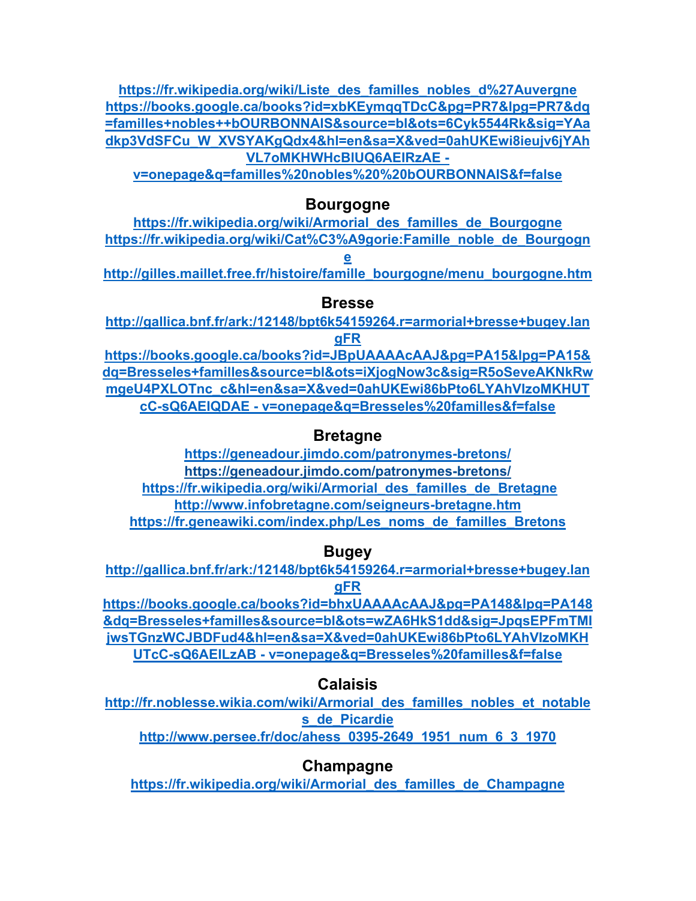https://fr.wikipedia.org/wiki/Liste_des_familles_nobles_d%27Auvergne
https://books.google.ca/books?id=xbKEymqqTDcC&pg=PR7&lpg=PR7&dq=familles+nobles++bOURBONNAIS&source=bl&ots=6Cyk5544Rk&sig=YAadkp3VdSFCu_W_XVSYAKgQdx4&hl=en&sa=X&ved=0ahUKEwi8ieujv6jYAhVL7oMKHWHcBIUQ6AEIRzAE - v=onepage&q=familles%20nobles%20%20bOURBONNAIS&f=false

## Bourgogne

https://fr.wikipedia.org/wiki/Armorial_des_familles_de_Bourgogne
https://fr.wikipedia.org/wiki/Cat%C3%A9gorie:Famille_noble_de_Bourgogne
http://gilles.maillet.free.fr/histoire/famille_bourgogne/menu_bourgogne.htm

## Bresse

http://gallica.bnf.fr/ark:/12148/bpt6k54159264.r=armorial+bresse+bugey.langFR
https://books.google.ca/books?id=JBpUAAAAcAAJ&pg=PA15&lpg=PA15&dq=Bresseles+familles&source=bl&ots=iXjogNow3c&sig=R5oSeveAKNkRwmgeU4PXLOTnc_c&hl=en&sa=X&ved=0ahUKEwi86bPto6LYAhVIzoMKHUTcC-sQ6AEIQDAE - v=onepage&q=Bresseles%20familles&f=false

## Bretagne

https://geneadour.jimdo.com/patronymes-bretons/
https://geneadour.jimdo.com/patronymes-bretons/
https://fr.wikipedia.org/wiki/Armorial_des_familles_de_Bretagne
http://www.infobretagne.com/seigneurs-bretagne.htm
https://fr.geneawiki.com/index.php/Les_noms_de_familles_Bretons

## Bugey

http://gallica.bnf.fr/ark:/12148/bpt6k54159264.r=armorial+bresse+bugey.langFR
https://books.google.ca/books?id=bhxUAAAAcAAJ&pg=PA148&lpg=PA148&dq=Bresseles+familles&source=bl&ots=wZA6HkS1dd&sig=JpqsEPFmTMIjwsTGnzWCJBDFud4&hl=en&sa=X&ved=0ahUKEwi86bPto6LYAhVIzoMKHUTcC-sQ6AEILzAB - v=onepage&q=Bresseles%20familles&f=false

## Calaisis

http://fr.noblesse.wikia.com/wiki/Armorial_des_familles_nobles_et_notables_de_Picardie
http://www.persee.fr/doc/ahess_0395-2649_1951_num_6_3_1970

## Champagne

https://fr.wikipedia.org/wiki/Armorial_des_familles_de_Champagne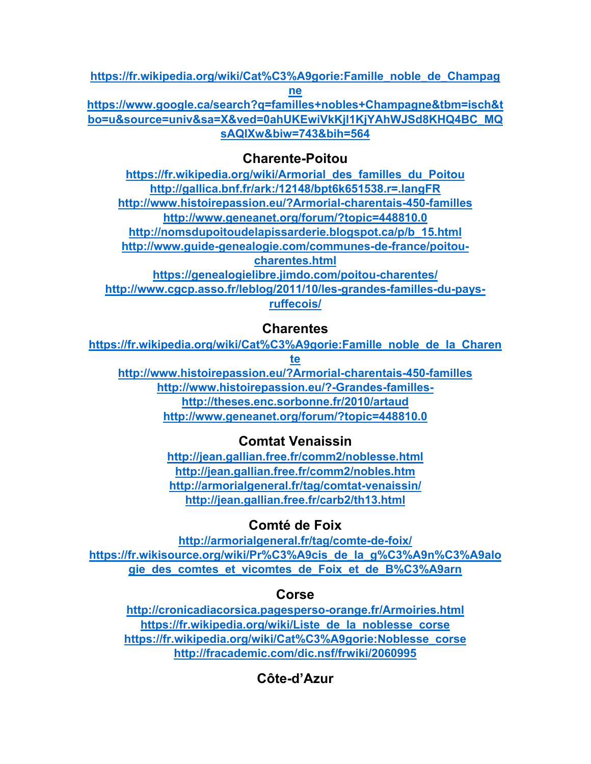https://fr.wikipedia.org/wiki/Cat%C3%A9gorie:Famille_noble_de_Champagne
https://www.google.ca/search?q=familles+nobles+Champagne&tbm=isch&tbo=u&source=univ&sa=X&ved=0ahUKEwiVkKjl1KjYAhWJSd8KHQ4BC_MQsAQIXw&biw=743&bih=564

## Charente-Poitou

https://fr.wikipedia.org/wiki/Armorial_des_familles_du_Poitou
http://gallica.bnf.fr/ark:/12148/bpt6k651538.r=.langFR
http://www.histoirepassion.eu/?Armorial-charentais-450-familles
http://www.geneanet.org/forum/?topic=448810.0
http://nomsdupoitoudelapissarderie.blogspot.ca/p/b_15.html
http://www.guide-genealogie.com/communes-de-france/poitou-charentes.html
https://genealogielibre.jimdo.com/poitou-charentes/
http://www.cgcp.asso.fr/leblog/2011/10/les-grandes-familles-du-pays-ruffecois/

## Charentes

https://fr.wikipedia.org/wiki/Cat%C3%A9gorie:Famille_noble_de_la_Charente
http://www.histoirepassion.eu/?Armorial-charentais-450-familles
http://www.histoirepassion.eu/?-Grandes-familles-
http://theses.enc.sorbonne.fr/2010/artaud
http://www.geneanet.org/forum/?topic=448810.0

## Comtat Venaissin

http://jean.gallian.free.fr/comm2/noblesse.html
http://jean.gallian.free.fr/comm2/nobles.htm
http://armorialgeneral.fr/tag/comtat-venaissin/
http://jean.gallian.free.fr/carb2/th13.html

## Comté de Foix

http://armorialgeneral.fr/tag/comte-de-foix/
https://fr.wikisource.org/wiki/Pr%C3%A9cis_de_la_g%C3%A9n%C3%A9alogie_des_comtes_et_vicomtes_de_Foix_et_de_B%C3%A9arn

## Corse

http://cronicadiacorsica.pagesperso-orange.fr/Armoiries.html
https://fr.wikipedia.org/wiki/Liste_de_la_noblesse_corse
https://fr.wikipedia.org/wiki/Cat%C3%A9gorie:Noblesse_corse
http://fracademic.com/dic.nsf/frwiki/2060995

## Côte-d'Azur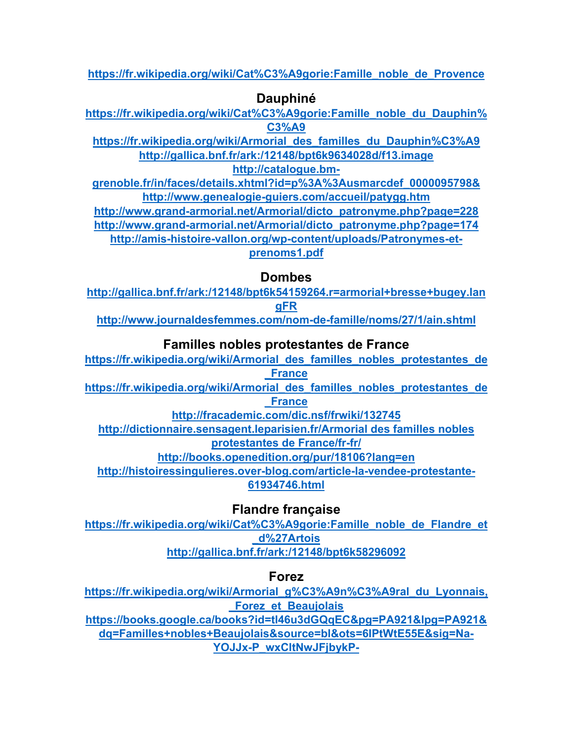https://fr.wikipedia.org/wiki/Cat%C3%A9gorie:Famille_noble_de_Provence

## Dauphiné

https://fr.wikipedia.org/wiki/Cat%C3%A9gorie:Famille_noble_du_Dauphin%C3%A9
https://fr.wikipedia.org/wiki/Armorial_des_familles_du_Dauphin%C3%A9
http://gallica.bnf.fr/ark:/12148/bpt6k9634028d/f13.image
http://catalogue.bm-grenoble.fr/in/faces/details.xhtml?id=p%3A%3Ausmarcdef_0000095798&
http://www.genealogie-guiers.com/accueil/patygg.htm
http://www.grand-armorial.net/Armorial/dicto_patronyme.php?page=228
http://www.grand-armorial.net/Armorial/dicto_patronyme.php?page=174
http://amis-histoire-vallon.org/wp-content/uploads/Patronymes-et-prenoms1.pdf

## Dombes

http://gallica.bnf.fr/ark:/12148/bpt6k54159264.r=armorial+bresse+bugey.langFR
http://www.journaldesfemmes.com/nom-de-famille/noms/27/1/ain.shtml

## Familles nobles protestantes de France

https://fr.wikipedia.org/wiki/Armorial_des_familles_nobles_protestantes_de_France
https://fr.wikipedia.org/wiki/Armorial_des_familles_nobles_protestantes_de_France
http://fracademic.com/dic.nsf/frwiki/132745
http://dictionnaire.sensagent.leparisien.fr/Armorial des familles nobles protestantes de France/fr-fr/
http://books.openedition.org/pur/18106?lang=en
http://histoiressingulieres.over-blog.com/article-la-vendee-protestante-61934746.html

## Flandre française

https://fr.wikipedia.org/wiki/Cat%C3%A9gorie:Famille_noble_de_Flandre_et_d%27Artois
http://gallica.bnf.fr/ark:/12148/bpt6k58296092

## Forez

https://fr.wikipedia.org/wiki/Armorial_g%C3%A9n%C3%A9ral_du_Lyonnais,_Forez_et_Beaujolais
https://books.google.ca/books?id=tl46u3dGQqEC&pg=PA921&lpg=PA921&dq=Familles+nobles+Beaujolais&source=bl&ots=6lPtWtE55E&sig=Na-YOJJx-P_wxCltNwJFjbykP-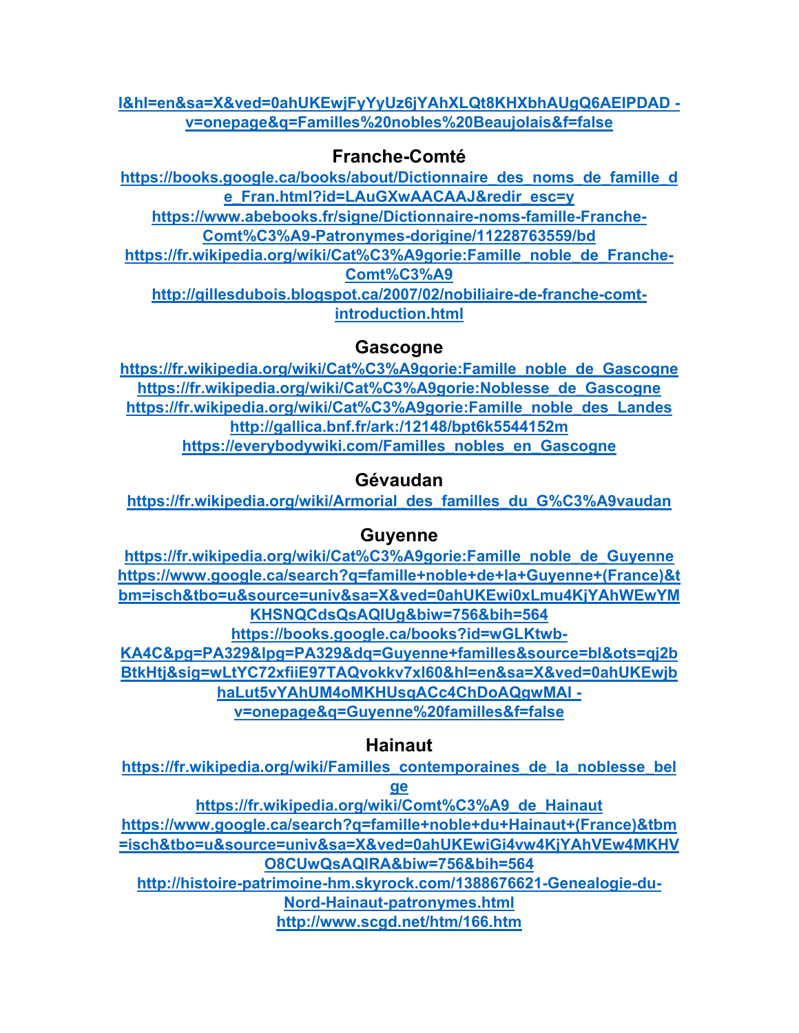l&hl=en&sa=X&ved=0ahUKEwjFyYyUz6jYAhXLQt8KHXbhAUgQ6AEIPDAD - v=onepage&q=Familles%20nobles%20Beaujolais&f=false

## Franche-Comté

https://books.google.ca/books/about/Dictionnaire_des_noms_de_famille_de_Fran.html?id=LAuGXwAACAAJ&redir_esc=y
https://www.abebooks.fr/signe/Dictionnaire-noms-famille-Franche-Comt%C3%A9-Patronymes-dorigine/11228763559/bd
https://fr.wikipedia.org/wiki/Cat%C3%A9gorie:Famille_noble_de_Franche-Comt%C3%A9
http://gillesdubois.blogspot.ca/2007/02/nobiliaire-de-franche-comt-introduction.html

## Gascogne

https://fr.wikipedia.org/wiki/Cat%C3%A9gorie:Famille_noble_de_Gascogne
https://fr.wikipedia.org/wiki/Cat%C3%A9gorie:Noblesse_de_Gascogne
https://fr.wikipedia.org/wiki/Cat%C3%A9gorie:Famille_noble_des_Landes
http://gallica.bnf.fr/ark:/12148/bpt6k5544152m
https://everybodywiki.com/Familles_nobles_en_Gascogne

## Gévaudan

https://fr.wikipedia.org/wiki/Armorial_des_familles_du_G%C3%A9vaudan

## Guyenne

https://fr.wikipedia.org/wiki/Cat%C3%A9gorie:Famille_noble_de_Guyenne
https://www.google.ca/search?q=famille+noble+de+la+Guyenne+(France)&tbm=isch&tbo=u&source=univ&sa=X&ved=0ahUKEwi0xLmu4KjYAhWEwYMKHSNQCdsQsAQIUg&biw=756&bih=564
https://books.google.ca/books?id=wGLKtwb-KA4C&pg=PA329&lpg=PA329&dq=Guyenne+familles&source=bl&ots=qj2bBtkHtj&sig=wLtYC72xfiiE97TAQvokkv7xI60&hl=en&sa=X&ved=0ahUKEwjbhaLut5vYAhUM4oMKHUsqACc4ChDoAQgwMAI - v=onepage&q=Guyenne%20familles&f=false

## Hainaut

https://fr.wikipedia.org/wiki/Familles_contemporaines_de_la_noblesse_belge
https://fr.wikipedia.org/wiki/Comt%C3%A9_de_Hainaut
https://www.google.ca/search?q=famille+noble+du+Hainaut+(France)&tbm=isch&tbo=u&source=univ&sa=X&ved=0ahUKEwiGi4vw4KjYAhVEw4MKHVO8CUwQsAQIRA&biw=756&bih=564
http://histoire-patrimoine-hm.skyrock.com/1388676621-Genealogie-du-Nord-Hainaut-patronymes.html
http://www.scgd.net/htm/166.htm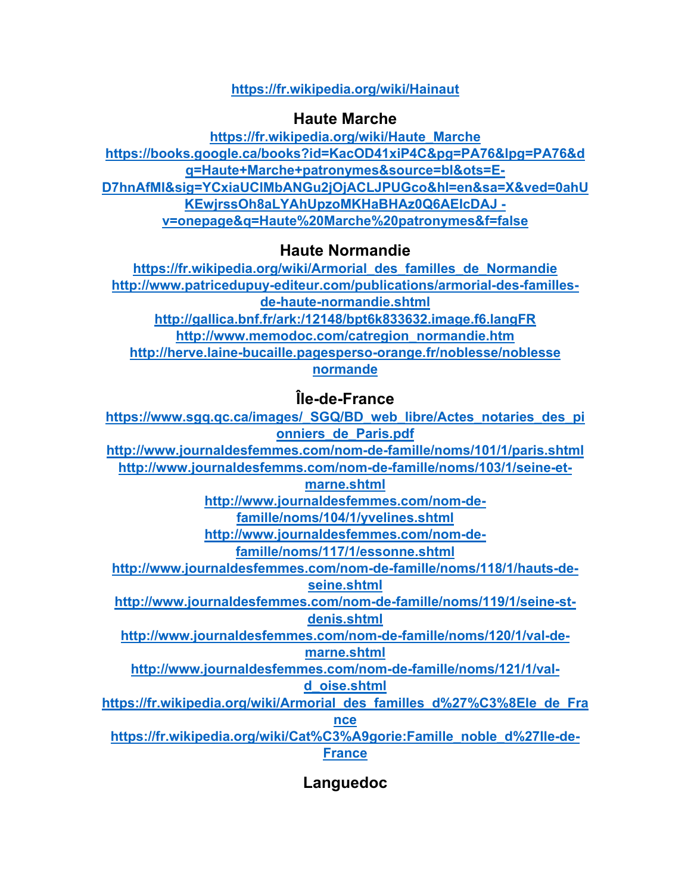https://fr.wikipedia.org/wiki/Hainaut

## Haute Marche

https://fr.wikipedia.org/wiki/Haute_Marche
https://books.google.ca/books?id=KacOD41xiP4C&pg=PA76&lpg=PA76&dq=Haute+Marche+patronymes&source=bl&ots=E-D7hnAfMI&sig=YCxiaUCIMbANGu2jOjACLJPUGco&hl=en&sa=X&ved=0ahUKEwjrssOh8aLYAhUpzoMKHaBHAz0Q6AEIcDAJ - v=onepage&q=Haute%20Marche%20patronymes&f=false

## Haute Normandie

https://fr.wikipedia.org/wiki/Armorial_des_familles_de_Normandie
http://www.patricedupuy-editeur.com/publications/armorial-des-familles-de-haute-normandie.shtml
http://gallica.bnf.fr/ark:/12148/bpt6k833632.image.f6.langFR
http://www.memodoc.com/catregion_normandie.htm
http://herve.laine-bucaille.pagesperso-orange.fr/noblesse/noblesse normande

## Île-de-France

https://www.sgq.qc.ca/images/_SGQ/BD_web_libre/Actes_notaries_des_pionniers_de_Paris.pdf
http://www.journaldesfemmes.com/nom-de-famille/noms/101/1/paris.shtml
http://www.journaldesfemms.com/nom-de-famille/noms/103/1/seine-et-marne.shtml
http://www.journaldesfemmes.com/nom-de-famille/noms/104/1/yvelines.shtml
http://www.journaldesfemmes.com/nom-de-famille/noms/117/1/essonne.shtml
http://www.journaldesfemmes.com/nom-de-famille/noms/118/1/hauts-de-seine.shtml
http://www.journaldesfemmes.com/nom-de-famille/noms/119/1/seine-st-denis.shtml
http://www.journaldesfemmes.com/nom-de-famille/noms/120/1/val-de-marne.shtml
http://www.journaldesfemmes.com/nom-de-famille/noms/121/1/val-d_oise.shtml
https://fr.wikipedia.org/wiki/Armorial_des_familles_d%27%C3%8Ele_de_France
https://fr.wikipedia.org/wiki/Cat%C3%A9gorie:Famille_noble_d%27Ile-de-France

## Languedoc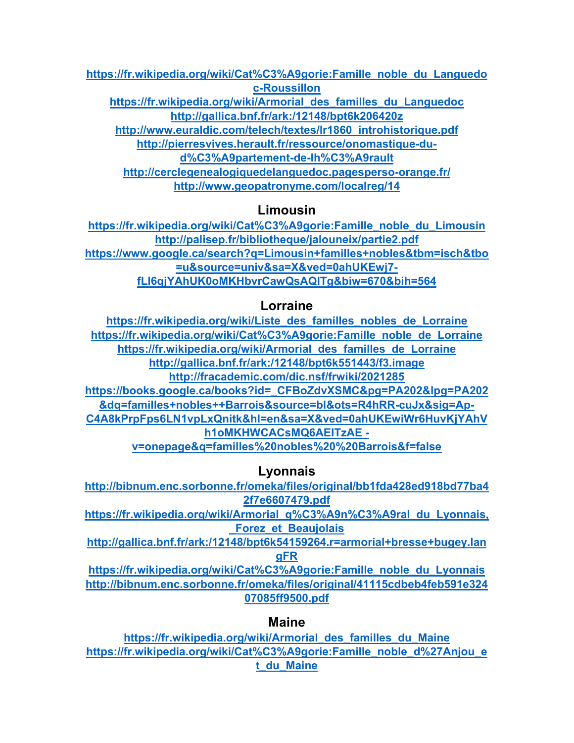https://fr.wikipedia.org/wiki/Cat%C3%A9gorie:Famille_noble_du_Languedoc-Roussillon
https://fr.wikipedia.org/wiki/Armorial_des_familles_du_Languedoc
http://gallica.bnf.fr/ark:/12148/bpt6k206420z
http://www.euraldic.com/telech/textes/lr1860_introhistorique.pdf
http://pierresvives.herault.fr/ressource/onomastique-du-d%C3%A9partement-de-lh%C3%A9rault
http://cerclegenealogiquedelanguedoc.pagesperso-orange.fr/
http://www.geopatronyme.com/localreg/14

## Limousin

https://fr.wikipedia.org/wiki/Cat%C3%A9gorie:Famille_noble_du_Limousin
http://palisep.fr/bibliotheque/jalouneix/partie2.pdf
https://www.google.ca/search?q=Limousin+familles+nobles&tbm=isch&tbo=u&source=univ&sa=X&ved=0ahUKEwj7-fLl6qjYAhUK0oMKHbvrCawQsAQITg&biw=670&bih=564

## Lorraine

https://fr.wikipedia.org/wiki/Liste_des_familles_nobles_de_Lorraine
https://fr.wikipedia.org/wiki/Cat%C3%A9gorie:Famille_noble_de_Lorraine
https://fr.wikipedia.org/wiki/Armorial_des_familles_de_Lorraine
http://gallica.bnf.fr/ark:/12148/bpt6k551443/f3.image
http://fracademic.com/dic.nsf/frwiki/2021285
https://books.google.ca/books?id=_CFBoZdvXSMC&pg=PA202&lpg=PA202&dq=familles+nobles++Barrois&source=bl&ots=R4hRR-cuJx&sig=Ap-C4A8kPrpFps6LN1vpLxQnitk&hl=en&sa=X&ved=0ahUKEwiWr6HuvKjYAhVh1oMKHWCACsMQ6AEITzAE - v=onepage&q=familles%20nobles%20%20Barrois&f=false

## Lyonnais

http://bibnum.enc.sorbonne.fr/omeka/files/original/bb1fda428ed918bd77ba42f7e6607479.pdf
https://fr.wikipedia.org/wiki/Armorial_g%C3%A9n%C3%A9ral_du_Lyonnais,_Forez_et_Beaujolais
http://gallica.bnf.fr/ark:/12148/bpt6k54159264.r=armorial+bresse+bugey.langFR
https://fr.wikipedia.org/wiki/Cat%C3%A9gorie:Famille_noble_du_Lyonnais
http://bibnum.enc.sorbonne.fr/omeka/files/original/41115cdbeb4feb591e32407085ff9500.pdf

## Maine

https://fr.wikipedia.org/wiki/Armorial_des_familles_du_Maine
https://fr.wikipedia.org/wiki/Cat%C3%A9gorie:Famille_noble_d%27Anjou_et_du_Maine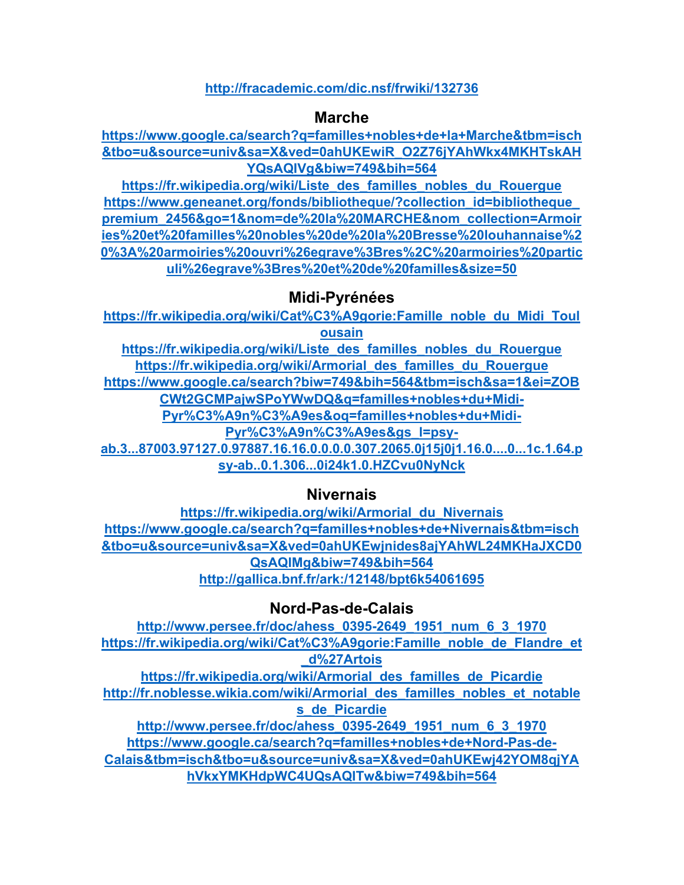http://fracademic.com/dic.nsf/frwiki/132736

## Marche

https://www.google.ca/search?q=familles+nobles+de+la+Marche&tbm=isch&tbo=u&source=univ&sa=X&ved=0ahUKEwiR_O2Z76jYAhWkx4MKHTskAHYQsAQIVg&biw=749&bih=564

https://fr.wikipedia.org/wiki/Liste_des_familles_nobles_du_Rouergue

https://www.geneanet.org/fonds/bibliotheque/?collection_id=bibliotheque_premium_2456&go=1&nom=de%20la%20MARCHE&nom_collection=Armoiries%20et%20familles%20nobles%20de%20la%20Bresse%20louhannaise%20%3A%20armoiries%20ouvri%26egrave%3Bres%2C%20armoiries%20particuli%26egrave%3Bres%20et%20de%20familles&size=50

## Midi-Pyrénées

https://fr.wikipedia.org/wiki/Cat%C3%A9gorie:Famille_noble_du_Midi_Toulousain

https://fr.wikipedia.org/wiki/Liste_des_familles_nobles_du_Rouergue

https://fr.wikipedia.org/wiki/Armorial_des_familles_du_Rouergue

https://www.google.ca/search?biw=749&bih=564&tbm=isch&sa=1&ei=ZOBCWt2GCMPajwSPoYWwDQ&q=familles+nobles+du+Midi-Pyr%C3%A9n%C3%A9es&oq=familles+nobles+du+Midi-Pyr%C3%A9n%C3%A9es&gs_l=psy-ab.3...87003.97127.0.97887.16.16.0.0.0.0.307.2065.0j15j0j1.16.0....0...1c.1.64.psy-ab..0.1.306...0i24k1.0.HZCvu0NyNck

## Nivernais

https://fr.wikipedia.org/wiki/Armorial_du_Nivernais

https://www.google.ca/search?q=familles+nobles+de+Nivernais&tbm=isch&tbo=u&source=univ&sa=X&ved=0ahUKEwjnides8ajYAhWL24MKHaJXCD0QsAQIMg&biw=749&bih=564

http://gallica.bnf.fr/ark:/12148/bpt6k54061695

## Nord-Pas-de-Calais

http://www.persee.fr/doc/ahess_0395-2649_1951_num_6_3_1970

https://fr.wikipedia.org/wiki/Cat%C3%A9gorie:Famille_noble_de_Flandre_et_d%27Artois

https://fr.wikipedia.org/wiki/Armorial_des_familles_de_Picardie

http://fr.noblesse.wikia.com/wiki/Armorial_des_familles_nobles_et_notables_de_Picardie

http://www.persee.fr/doc/ahess_0395-2649_1951_num_6_3_1970

https://www.google.ca/search?q=familles+nobles+de+Nord-Pas-de-Calais&tbm=isch&tbo=u&source=univ&sa=X&ved=0ahUKEwj42YOM8qjYAhVkxYMKHdpWC4UQsAQITw&biw=749&bih=564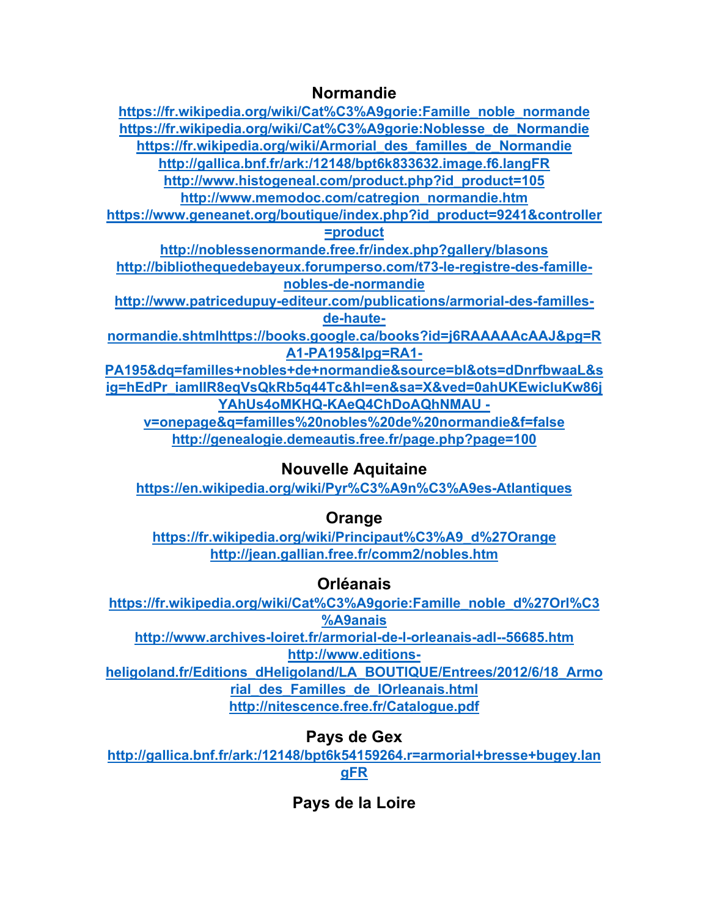## Normandie

https://fr.wikipedia.org/wiki/Cat%C3%A9gorie:Famille_noble_normande
https://fr.wikipedia.org/wiki/Cat%C3%A9gorie:Noblesse_de_Normandie
https://fr.wikipedia.org/wiki/Armorial_des_familles_de_Normandie
http://gallica.bnf.fr/ark:/12148/bpt6k833632.image.f6.langFR
http://www.histogeneal.com/product.php?id_product=105
http://www.memodoc.com/catregion_normandie.htm
https://www.geneanet.org/boutique/index.php?id_product=9241&controller=product
http://noblessenormande.free.fr/index.php?gallery/blasons
http://bibliothequedebayeux.forumperso.com/t73-le-registre-des-famille-nobles-de-normandie
http://www.patricedupuy-editeur.com/publications/armorial-des-familles-de-haute-normandie.shtmlhttps://books.google.ca/books?id=j6RAAAAAcAAJ&pg=RA1-PA195&lpg=RA1-PA195&dq=familles+nobles+de+normandie&source=bl&ots=dDnrfbwaaL&sig=hEdPr_iamlIR8eqVsQkRb5q44Tc&hl=en&sa=X&ved=0ahUKEwicluKw86jYAhUs4oMKHQ-KAeQ4ChDoAQhNMAU - v=onepage&q=familles%20nobles%20de%20normandie&f=false
http://genealogie.demeautis.free.fr/page.php?page=100

## Nouvelle Aquitaine

https://en.wikipedia.org/wiki/Pyr%C3%A9n%C3%A9es-Atlantiques

## Orange

https://fr.wikipedia.org/wiki/Principaut%C3%A9_d%27Orange
http://jean.gallian.free.fr/comm2/nobles.htm

## Orléanais

https://fr.wikipedia.org/wiki/Cat%C3%A9gorie:Famille_noble_d%27Orl%C3%A9anais
http://www.archives-loiret.fr/armorial-de-l-orleanais-adl--56685.htm
http://www.editions-heligoland.fr/Editions_dHeligoland/LA_BOUTIQUE/Entrees/2012/6/18_Armorial_des_Familles_de_lOrleanais.html
http://nitescence.free.fr/Catalogue.pdf

## Pays de Gex

http://gallica.bnf.fr/ark:/12148/bpt6k54159264.r=armorial+bresse+bugey.langFR

## Pays de la Loire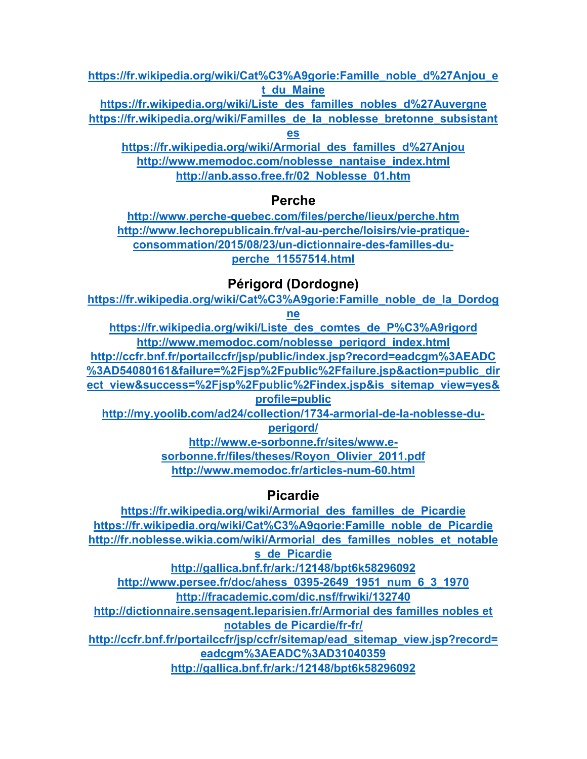https://fr.wikipedia.org/wiki/Cat%C3%A9gorie:Famille_noble_d%27Anjou_et_du_Maine
https://fr.wikipedia.org/wiki/Liste_des_familles_nobles_d%27Auvergne
https://fr.wikipedia.org/wiki/Familles_de_la_noblesse_bretonne_subsistantes
https://fr.wikipedia.org/wiki/Armorial_des_familles_d%27Anjou
http://www.memodoc.com/noblesse_nantaise_index.html
http://anb.asso.free.fr/02_Noblesse_01.htm

## Perche

http://www.perche-quebec.com/files/perche/lieux/perche.htm
http://www.lechorepublicain.fr/val-au-perche/loisirs/vie-pratique-consommation/2015/08/23/un-dictionnaire-des-familles-du-perche_11557514.html

## Périgord (Dordogne)

https://fr.wikipedia.org/wiki/Cat%C3%A9gorie:Famille_noble_de_la_Dordogne
https://fr.wikipedia.org/wiki/Liste_des_comtes_de_P%C3%A9rigord
http://www.memodoc.com/noblesse_perigord_index.html
http://ccfr.bnf.fr/portailccfr/jsp/public/index.jsp?record=eadcgm%3AEADC%3AD54080161&failure=%2Fjsp%2Fpublic%2Ffailure.jsp&action=public_direct_view&success=%2Fjsp%2Fpublic%2Findex.jsp&is_sitemap_view=yes&profile=public
http://my.yoolib.com/ad24/collection/1734-armorial-de-la-noblesse-du-perigord/
http://www.e-sorbonne.fr/sites/www.e-sorbonne.fr/files/theses/Royon_Olivier_2011.pdf
http://www.memodoc.fr/articles-num-60.html

## Picardie

https://fr.wikipedia.org/wiki/Armorial_des_familles_de_Picardie
https://fr.wikipedia.org/wiki/Cat%C3%A9gorie:Famille_noble_de_Picardie
http://fr.noblesse.wikia.com/wiki/Armorial_des_familles_nobles_et_notables_de_Picardie
http://gallica.bnf.fr/ark:/12148/bpt6k58296092
http://www.persee.fr/doc/ahess_0395-2649_1951_num_6_3_1970
http://fracademic.com/dic.nsf/frwiki/132740
http://dictionnaire.sensagent.leparisien.fr/Armorial des familles nobles et notables de Picardie/fr-fr/
http://ccfr.bnf.fr/portailccfr/jsp/ccfr/sitemap/ead_sitemap_view.jsp?record=eadcgm%3AEADC%3AD31040359
http://gallica.bnf.fr/ark:/12148/bpt6k58296092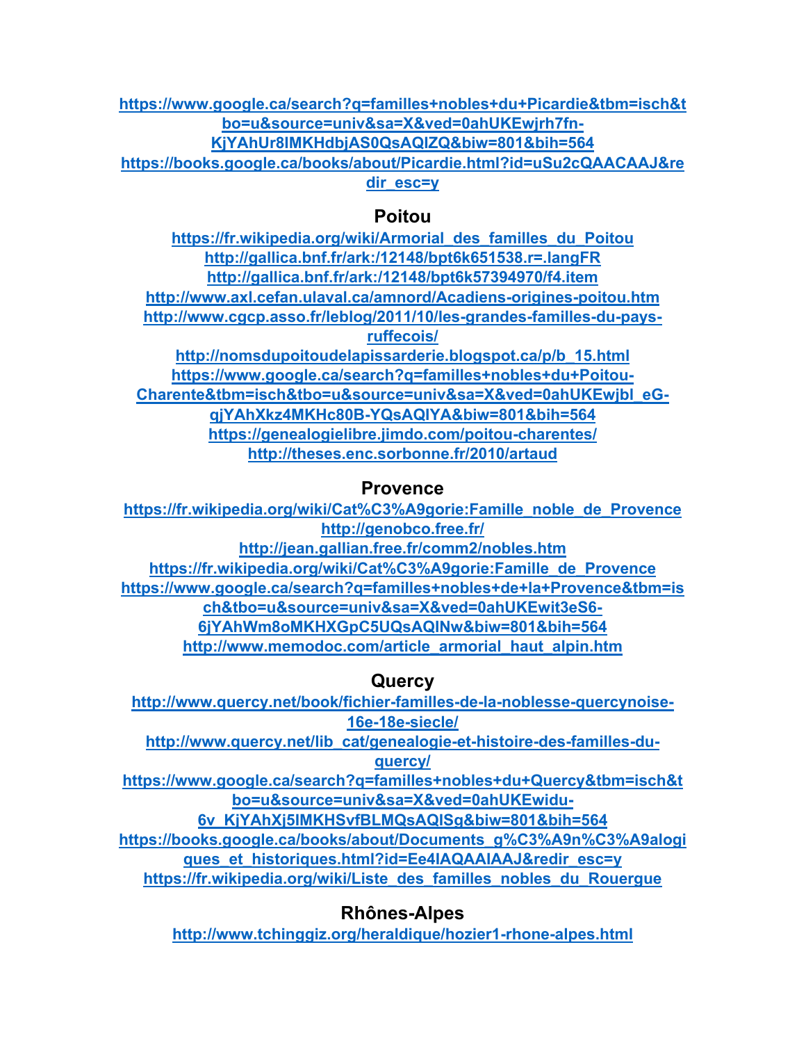https://www.google.ca/search?q=familles+nobles+du+Picardie&tbm=isch&tbo=u&source=univ&sa=X&ved=0ahUKEwjrh7fn-KjYAhUr8lMKHdbjAS0QsAQIZQ&biw=801&bih=564
https://books.google.ca/books/about/Picardie.html?id=uSu2cQAACAAJ&redir_esc=y

## Poitou

https://fr.wikipedia.org/wiki/Armorial_des_familles_du_Poitou
http://gallica.bnf.fr/ark:/12148/bpt6k651538.r=.langFR
http://gallica.bnf.fr/ark:/12148/bpt6k57394970/f4.item
http://www.axl.cefan.ulaval.ca/amnord/Acadiens-origines-poitou.htm
http://www.cgcp.asso.fr/leblog/2011/10/les-grandes-familles-du-pays-ruffecois/
http://nomsdupoitoudelapissarderie.blogspot.ca/p/b_15.html
https://www.google.ca/search?q=familles+nobles+du+Poitou-Charente&tbm=isch&tbo=u&source=univ&sa=X&ved=0ahUKEwjbl_eG-qjYAhXkz4MKHc80B-YQsAQIYA&biw=801&bih=564
https://genealogielibre.jimdo.com/poitou-charentes/
http://theses.enc.sorbonne.fr/2010/artaud

## Provence

https://fr.wikipedia.org/wiki/Cat%C3%A9gorie:Famille_noble_de_Provence
http://genobco.free.fr/
http://jean.gallian.free.fr/comm2/nobles.htm
https://fr.wikipedia.org/wiki/Cat%C3%A9gorie:Famille_de_Provence
https://www.google.ca/search?q=familles+nobles+de+la+Provence&tbm=isch&tbo=u&source=univ&sa=X&ved=0ahUKEwit3eS6-6jYAhWm8oMKHXGpC5UQsAQINw&biw=801&bih=564
http://www.memodoc.com/article_armorial_haut_alpin.htm

## Quercy

http://www.quercy.net/book/fichier-familles-de-la-noblesse-quercynoise-16e-18e-siecle/
http://www.quercy.net/lib_cat/genealogie-et-histoire-des-familles-du-quercy/
https://www.google.ca/search?q=familles+nobles+du+Quercy&tbm=isch&tbo=u&source=univ&sa=X&ved=0ahUKEwidu-6v_KjYAhXj5IMKHSvfBLMQsAQISg&biw=801&bih=564
https://books.google.ca/books/about/Documents_g%C3%A9n%C3%A9alogiques_et_historiques.html?id=Ee4IAQAAIAAJ&redir_esc=y
https://fr.wikipedia.org/wiki/Liste_des_familles_nobles_du_Rouergue

## Rhônes-Alpes

http://www.tchinggiz.org/heraldique/hozier1-rhone-alpes.html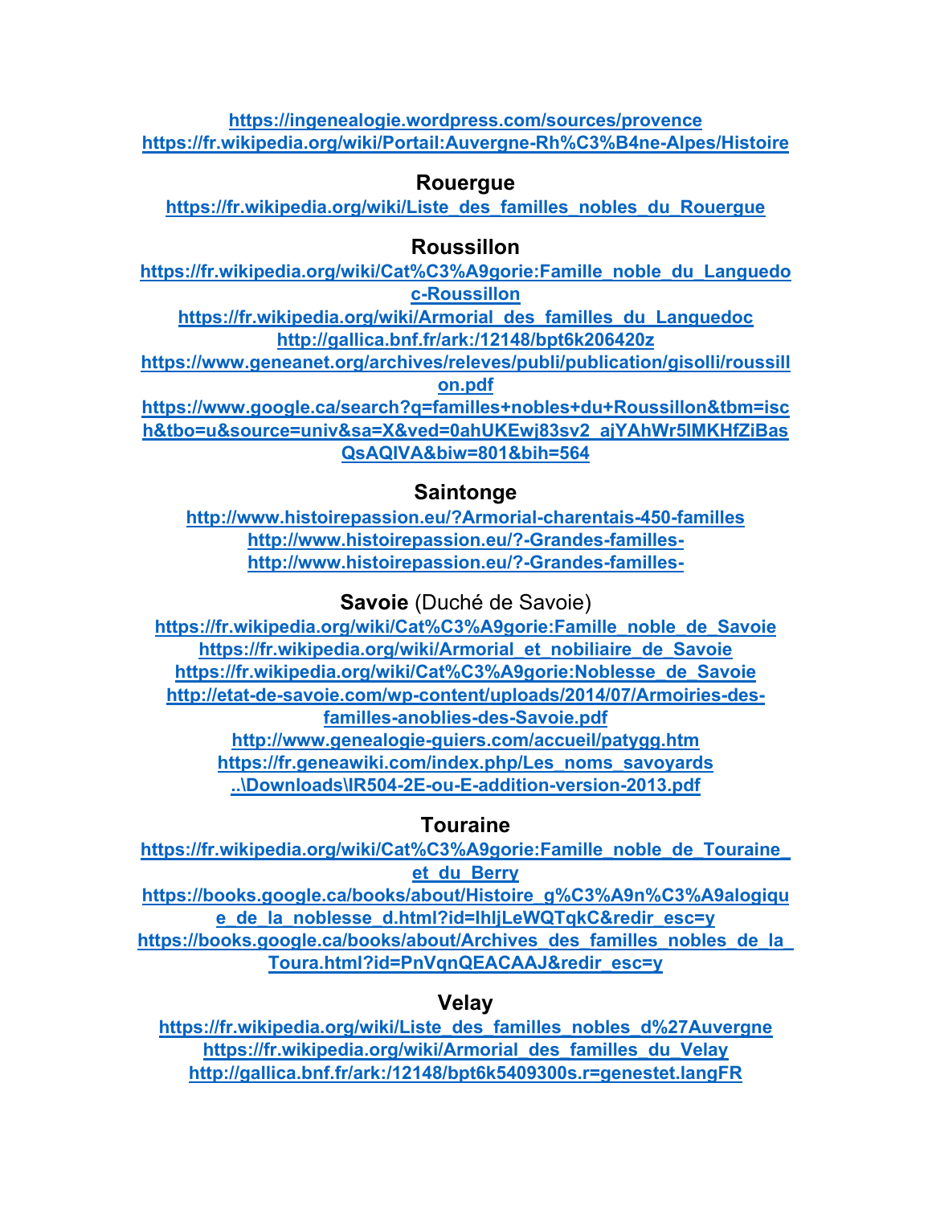https://ingenealogie.wordpress.com/sources/provence
https://fr.wikipedia.org/wiki/Portail:Auvergne-Rh%C3%B4ne-Alpes/Histoire

## Rouergue

https://fr.wikipedia.org/wiki/Liste_des_familles_nobles_du_Rouergue

## Roussillon

https://fr.wikipedia.org/wiki/Cat%C3%A9gorie:Famille_noble_du_Languedoc-Roussillon
https://fr.wikipedia.org/wiki/Armorial_des_familles_du_Languedoc
http://gallica.bnf.fr/ark:/12148/bpt6k206420z
https://www.geneanet.org/archives/releves/publi/publication/gisolli/roussillon.pdf
https://www.google.ca/search?q=familles+nobles+du+Roussillon&tbm=isch&tbo=u&source=univ&sa=X&ved=0ahUKEwj83sv2_ajYAhWr5IMKHfZiBasQsAQIVA&biw=801&bih=564

## Saintonge

http://www.histoirepassion.eu/?Armorial-charentais-450-familles
http://www.histoirepassion.eu/?-Grandes-familles-
http://www.histoirepassion.eu/?-Grandes-familles-

## Savoie (Duché de Savoie)

https://fr.wikipedia.org/wiki/Cat%C3%A9gorie:Famille_noble_de_Savoie
https://fr.wikipedia.org/wiki/Armorial_et_nobiliaire_de_Savoie
https://fr.wikipedia.org/wiki/Cat%C3%A9gorie:Noblesse_de_Savoie
http://etat-de-savoie.com/wp-content/uploads/2014/07/Armoiries-des-familles-anoblies-des-Savoie.pdf
http://www.genealogie-guiers.com/accueil/patygg.htm
https://fr.geneawiki.com/index.php/Les_noms_savoyards
..\Downloads\IR504-2E-ou-E-addition-version-2013.pdf

## Touraine

https://fr.wikipedia.org/wiki/Cat%C3%A9gorie:Famille_noble_de_Touraine_et_du_Berry
https://books.google.ca/books/about/Histoire_g%C3%A9n%C3%A9alogique_de_la_noblesse_d.html?id=lhljLeWQTqkC&redir_esc=y
https://books.google.ca/books/about/Archives_des_familles_nobles_de_la_Toura.html?id=PnVqnQEACAAJ&redir_esc=y

## Velay

https://fr.wikipedia.org/wiki/Liste_des_familles_nobles_d%27Auvergne
https://fr.wikipedia.org/wiki/Armorial_des_familles_du_Velay
http://gallica.bnf.fr/ark:/12148/bpt6k5409300s.r=genestet.langFR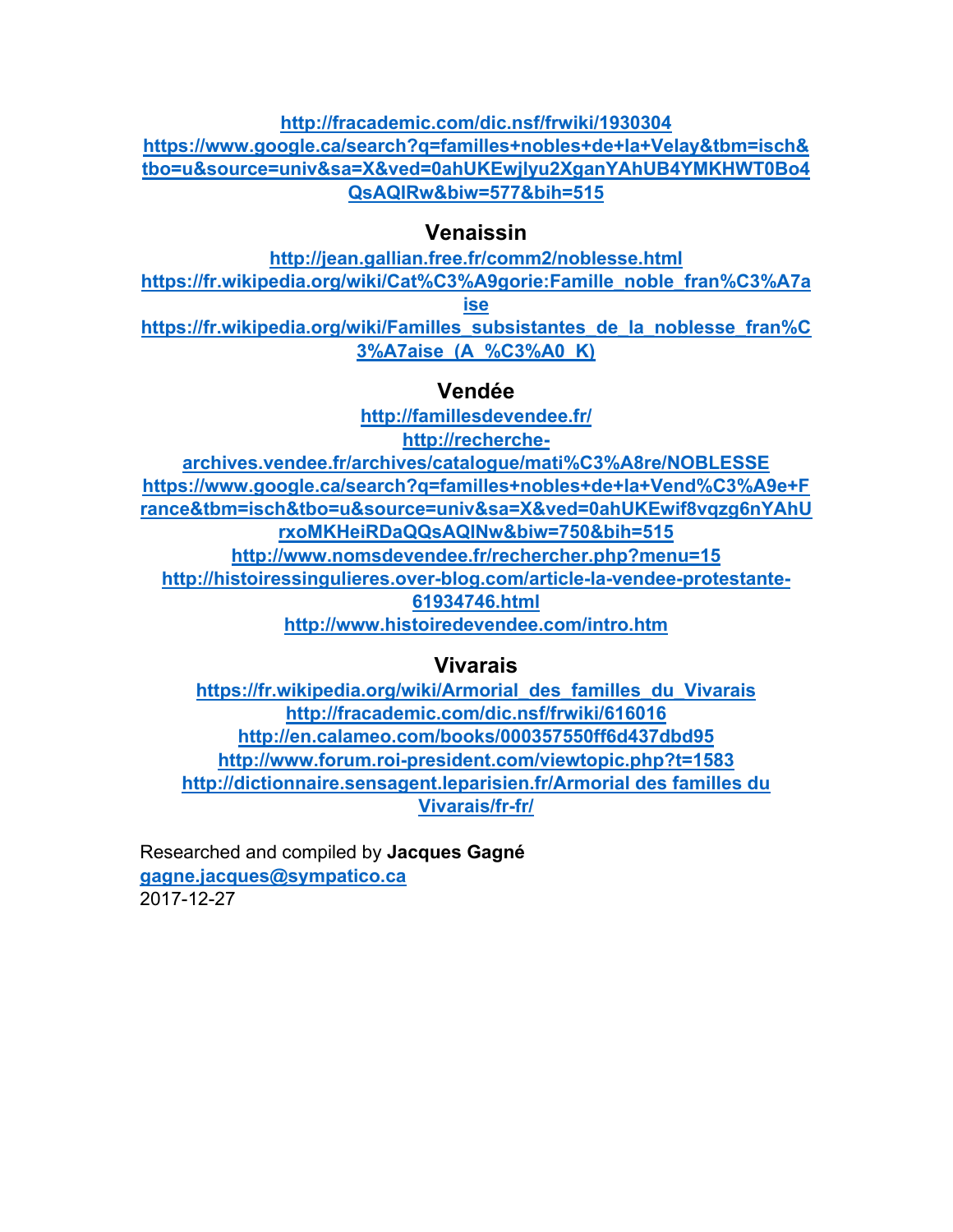http://fracademic.com/dic.nsf/frwiki/1930304
https://www.google.ca/search?q=familles+nobles+de+la+Velay&tbm=isch&tbo=u&source=univ&sa=X&ved=0ahUKEwjlyu2XganYAhUB4YMKHWT0Bo4QsAQIRw&biw=577&bih=515

## Venaissin

http://jean.gallian.free.fr/comm2/noblesse.html
https://fr.wikipedia.org/wiki/Cat%C3%A9gorie:Famille_noble_fran%C3%A7aise
https://fr.wikipedia.org/wiki/Familles_subsistantes_de_la_noblesse_fran%C3%A7aise_(A_%C3%A0_K)

## Vendée

http://famillesdevendee.fr/
http://recherche-archives.vendee.fr/archives/catalogue/mati%C3%A8re/NOBLESSE
https://www.google.ca/search?q=familles+nobles+de+la+Vend%C3%A9e+France&tbm=isch&tbo=u&source=univ&sa=X&ved=0ahUKEwif8vqzg6nYAhUrxoMKHeiRDaQQsAQINw&biw=750&bih=515
http://www.nomsdevendee.fr/rechercher.php?menu=15
http://histoiressingulieres.over-blog.com/article-la-vendee-protestante-61934746.html
http://www.histoiredevendee.com/intro.htm

## Vivarais

https://fr.wikipedia.org/wiki/Armorial_des_familles_du_Vivarais
http://fracademic.com/dic.nsf/frwiki/616016
http://en.calameo.com/books/000357550ff6d437dbd95
http://www.forum.roi-president.com/viewtopic.php?t=1583
http://dictionnaire.sensagent.leparisien.fr/Armorial des familles du Vivarais/fr-fr/

Researched and compiled by **Jacques Gagné**
gagne.jacques@sympatico.ca
2017-12-27